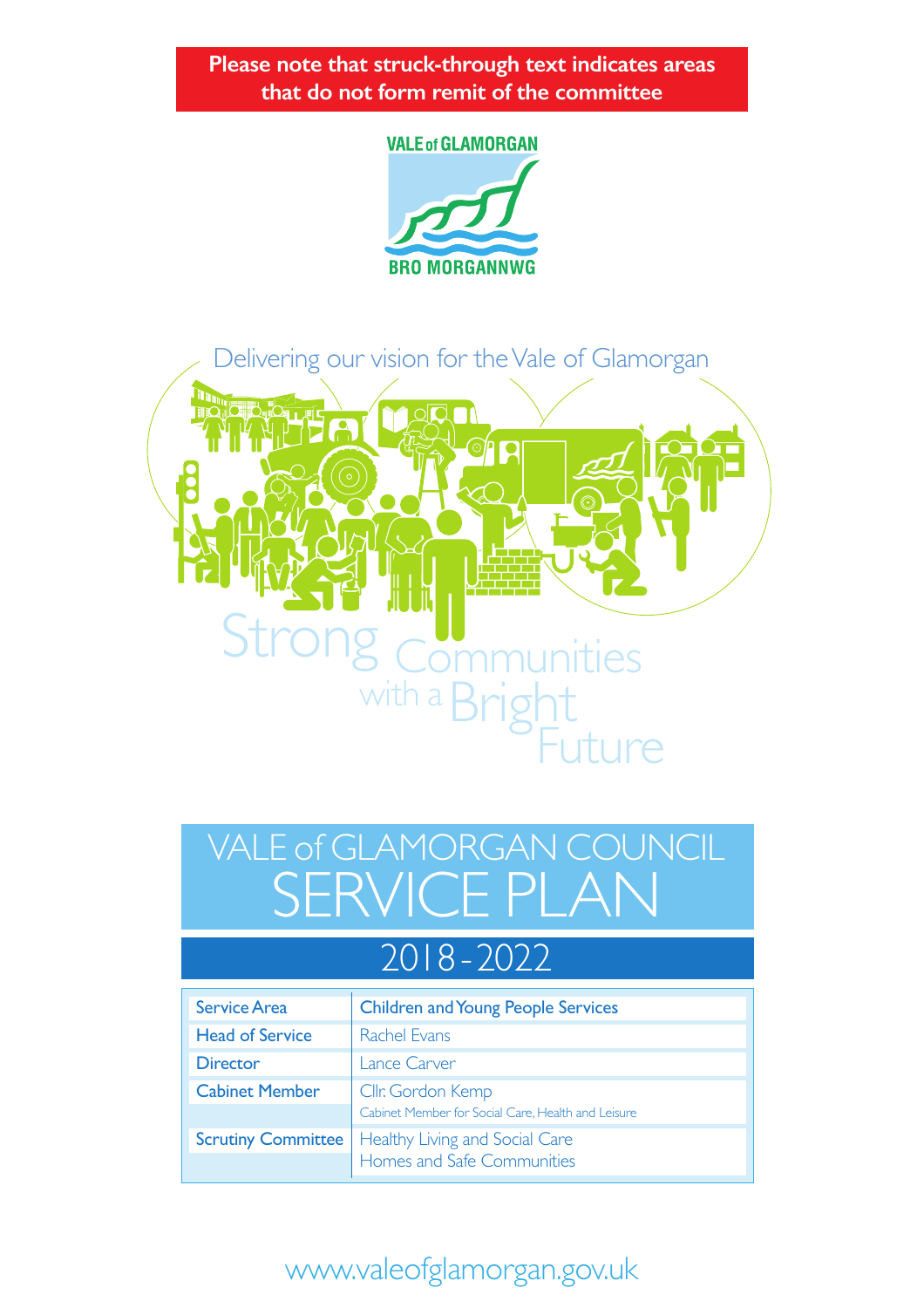**Please note that struck-through text indicates areas that do not form remit of the committee**

VALE of GLAMORGAN

BRO MORGANNWG

Delivering our vision for the Vale of Glamorgan

Strong Communities with a Bright Future

# VALE of GLAMORGAN COUNCIL SERVICE PLAN

## 2018-2022

| Service Area | Children and Young People Services |
|---|---|
| Head of Service | Rachel Evans |
| Director | Lance Carver |
| Cabinet Member | Cllr. Gordon Kemp<br>Cabinet Member for Social Care, Health and Leisure |
| Scrutiny Committee | Healthy Living and Social Care<br>Homes and Safe Communities |

www.valeofglamorgan.gov.uk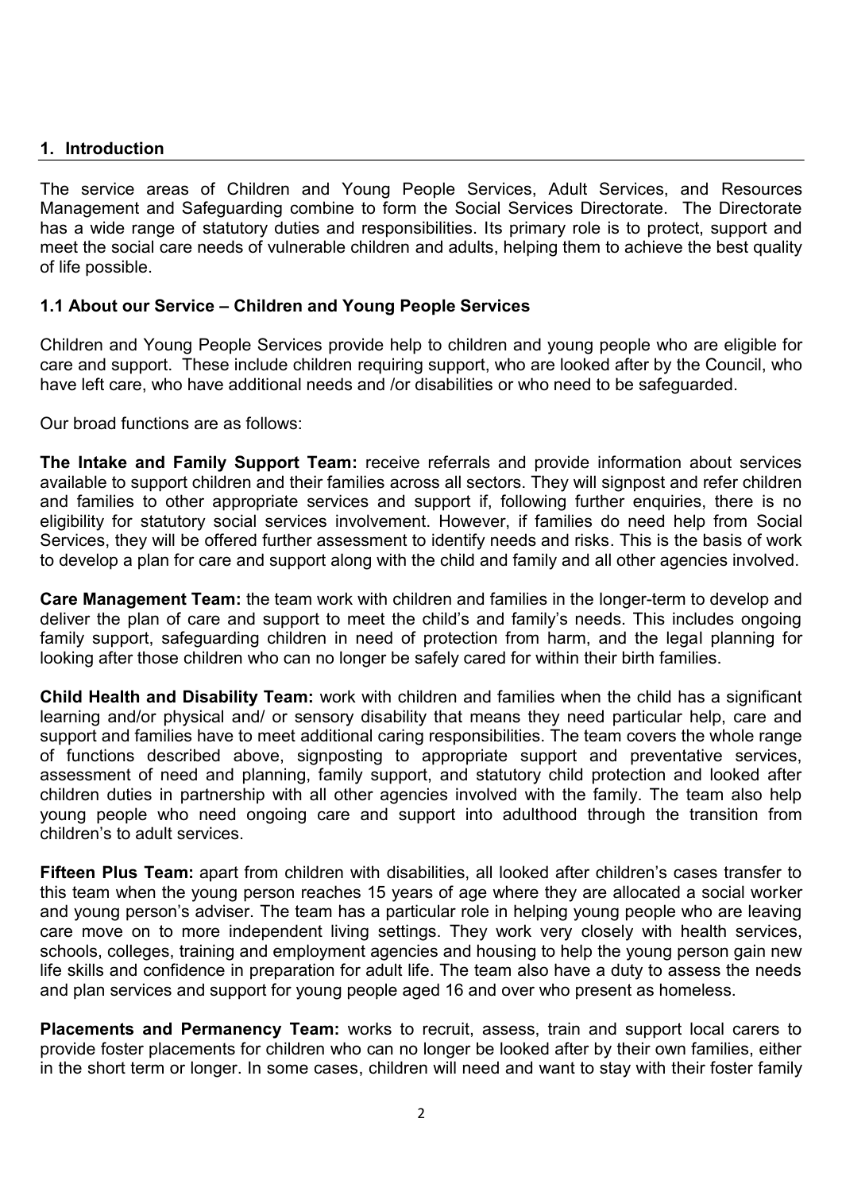## 1. Introduction

The service areas of Children and Young People Services, Adult Services, and Resources Management and Safeguarding combine to form the Social Services Directorate. The Directorate has a wide range of statutory duties and responsibilities. Its primary role is to protect, support and meet the social care needs of vulnerable children and adults, helping them to achieve the best quality of life possible.

### 1.1 About our Service – Children and Young People Services

Children and Young People Services provide help to children and young people who are eligible for care and support. These include children requiring support, who are looked after by the Council, who have left care, who have additional needs and /or disabilities or who need to be safeguarded.

Our broad functions are as follows:

**The Intake and Family Support Team:** receive referrals and provide information about services available to support children and their families across all sectors. They will signpost and refer children and families to other appropriate services and support if, following further enquiries, there is no eligibility for statutory social services involvement. However, if families do need help from Social Services, they will be offered further assessment to identify needs and risks. This is the basis of work to develop a plan for care and support along with the child and family and all other agencies involved.

**Care Management Team:** the team work with children and families in the longer-term to develop and deliver the plan of care and support to meet the child's and family's needs. This includes ongoing family support, safeguarding children in need of protection from harm, and the legal planning for looking after those children who can no longer be safely cared for within their birth families.

**Child Health and Disability Team:** work with children and families when the child has a significant learning and/or physical and/ or sensory disability that means they need particular help, care and support and families have to meet additional caring responsibilities. The team covers the whole range of functions described above, signposting to appropriate support and preventative services, assessment of need and planning, family support, and statutory child protection and looked after children duties in partnership with all other agencies involved with the family. The team also help young people who need ongoing care and support into adulthood through the transition from children's to adult services.

**Fifteen Plus Team:** apart from children with disabilities, all looked after children's cases transfer to this team when the young person reaches 15 years of age where they are allocated a social worker and young person's adviser. The team has a particular role in helping young people who are leaving care move on to more independent living settings. They work very closely with health services, schools, colleges, training and employment agencies and housing to help the young person gain new life skills and confidence in preparation for adult life. The team also have a duty to assess the needs and plan services and support for young people aged 16 and over who present as homeless.

**Placements and Permanency Team:** works to recruit, assess, train and support local carers to provide foster placements for children who can no longer be looked after by their own families, either in the short term or longer. In some cases, children will need and want to stay with their foster family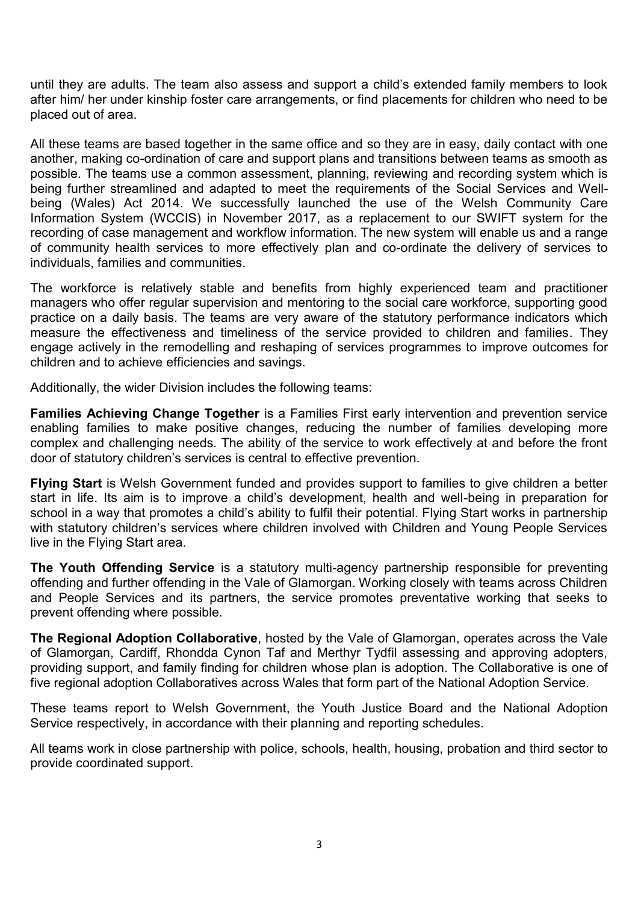until they are adults. The team also assess and support a child's extended family members to look after him/ her under kinship foster care arrangements, or find placements for children who need to be placed out of area.

All these teams are based together in the same office and so they are in easy, daily contact with one another, making co-ordination of care and support plans and transitions between teams as smooth as possible. The teams use a common assessment, planning, reviewing and recording system which is being further streamlined and adapted to meet the requirements of the Social Services and Well-being (Wales) Act 2014. We successfully launched the use of the Welsh Community Care Information System (WCCIS) in November 2017, as a replacement to our SWIFT system for the recording of case management and workflow information. The new system will enable us and a range of community health services to more effectively plan and co-ordinate the delivery of services to individuals, families and communities.

The workforce is relatively stable and benefits from highly experienced team and practitioner managers who offer regular supervision and mentoring to the social care workforce, supporting good practice on a daily basis. The teams are very aware of the statutory performance indicators which measure the effectiveness and timeliness of the service provided to children and families. They engage actively in the remodelling and reshaping of services programmes to improve outcomes for children and to achieve efficiencies and savings.

Additionally, the wider Division includes the following teams:

**Families Achieving Change Together** is a Families First early intervention and prevention service enabling families to make positive changes, reducing the number of families developing more complex and challenging needs. The ability of the service to work effectively at and before the front door of statutory children's services is central to effective prevention.

**Flying Start** is Welsh Government funded and provides support to families to give children a better start in life. Its aim is to improve a child's development, health and well-being in preparation for school in a way that promotes a child's ability to fulfil their potential. Flying Start works in partnership with statutory children's services where children involved with Children and Young People Services live in the Flying Start area.

**The Youth Offending Service** is a statutory multi-agency partnership responsible for preventing offending and further offending in the Vale of Glamorgan. Working closely with teams across Children and People Services and its partners, the service promotes preventative working that seeks to prevent offending where possible.

**The Regional Adoption Collaborative**, hosted by the Vale of Glamorgan, operates across the Vale of Glamorgan, Cardiff, Rhondda Cynon Taf and Merthyr Tydfil assessing and approving adopters, providing support, and family finding for children whose plan is adoption. The Collaborative is one of five regional adoption Collaboratives across Wales that form part of the National Adoption Service.

These teams report to Welsh Government, the Youth Justice Board and the National Adoption Service respectively, in accordance with their planning and reporting schedules.

All teams work in close partnership with police, schools, health, housing, probation and third sector to provide coordinated support.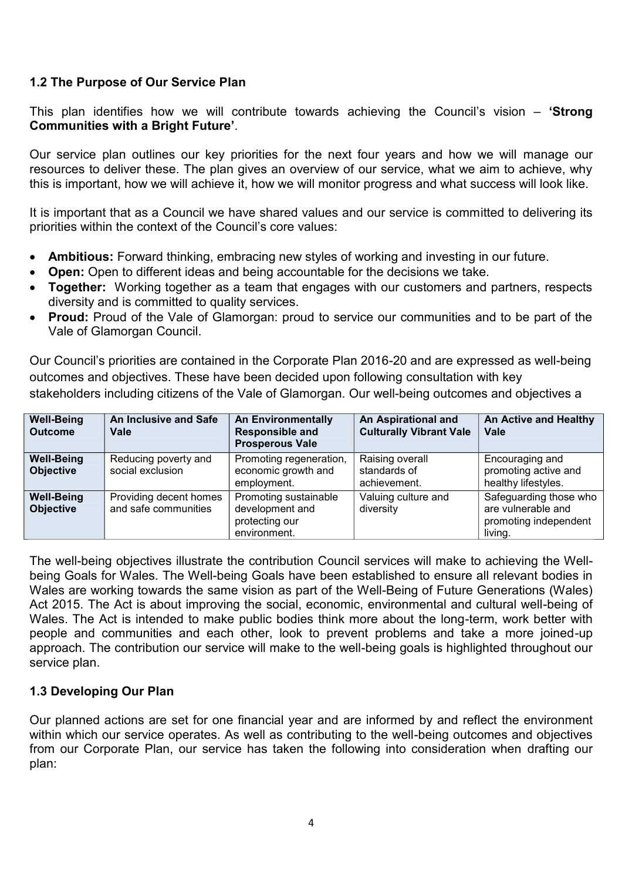## 1.2 The Purpose of Our Service Plan

This plan identifies how we will contribute towards achieving the Council's vision – **'Strong Communities with a Bright Future'**.

Our service plan outlines our key priorities for the next four years and how we will manage our resources to deliver these. The plan gives an overview of our service, what we aim to achieve, why this is important, how we will achieve it, how we will monitor progress and what success will look like.

It is important that as a Council we have shared values and our service is committed to delivering its priorities within the context of the Council's core values:

- **Ambitious:** Forward thinking, embracing new styles of working and investing in our future.
- **Open:** Open to different ideas and being accountable for the decisions we take.
- **Together:** Working together as a team that engages with our customers and partners, respects diversity and is committed to quality services.
- **Proud:** Proud of the Vale of Glamorgan: proud to service our communities and to be part of the Vale of Glamorgan Council.

Our Council's priorities are contained in the Corporate Plan 2016-20 and are expressed as well-being outcomes and objectives. These have been decided upon following consultation with key stakeholders including citizens of the Vale of Glamorgan. Our well-being outcomes and objectives a

| **Well-Being Outcome** | **An Inclusive and Safe Vale** | **An Environmentally Responsible and Prosperous Vale** | **An Aspirational and Culturally Vibrant Vale** | **An Active and Healthy Vale** |
|---|---|---|---|---|
| **Well-Being Objective** | Reducing poverty and social exclusion | Promoting regeneration, economic growth and employment. | Raising overall standards of achievement. | Encouraging and promoting active and healthy lifestyles. |
| **Well-Being Objective** | Providing decent homes and safe communities | Promoting sustainable development and protecting our environment. | Valuing culture and diversity | Safeguarding those who are vulnerable and promoting independent living. |

The well-being objectives illustrate the contribution Council services will make to achieving the Well-being Goals for Wales. The Well-being Goals have been established to ensure all relevant bodies in Wales are working towards the same vision as part of the Well-Being of Future Generations (Wales) Act 2015. The Act is about improving the social, economic, environmental and cultural well-being of Wales. The Act is intended to make public bodies think more about the long-term, work better with people and communities and each other, look to prevent problems and take a more joined-up approach. The contribution our service will make to the well-being goals is highlighted throughout our service plan.

## 1.3 Developing Our Plan

Our planned actions are set for one financial year and are informed by and reflect the environment within which our service operates. As well as contributing to the well-being outcomes and objectives from our Corporate Plan, our service has taken the following into consideration when drafting our plan: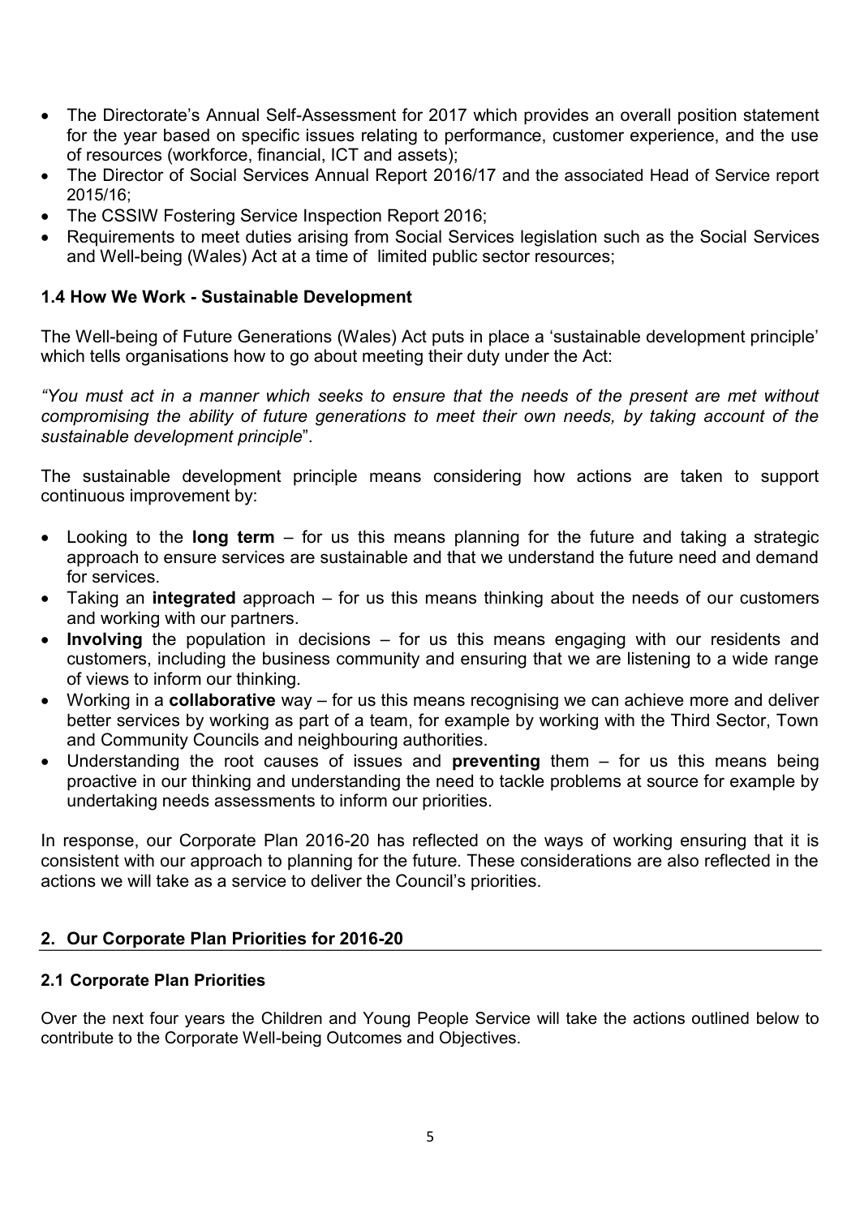- The Directorate's Annual Self-Assessment for 2017 which provides an overall position statement for the year based on specific issues relating to performance, customer experience, and the use of resources (workforce, financial, ICT and assets);
- The Director of Social Services Annual Report 2016/17 and the associated Head of Service report 2015/16;
- The CSSIW Fostering Service Inspection Report 2016;
- Requirements to meet duties arising from Social Services legislation such as the Social Services and Well-being (Wales) Act at a time of limited public sector resources;

### 1.4 How We Work - Sustainable Development

The Well-being of Future Generations (Wales) Act puts in place a 'sustainable development principle' which tells organisations how to go about meeting their duty under the Act:

*"You must act in a manner which seeks to ensure that the needs of the present are met without compromising the ability of future generations to meet their own needs, by taking account of the sustainable development principle*".

The sustainable development principle means considering how actions are taken to support continuous improvement by:

- Looking to the **long term** – for us this means planning for the future and taking a strategic approach to ensure services are sustainable and that we understand the future need and demand for services.
- Taking an **integrated** approach – for us this means thinking about the needs of our customers and working with our partners.
- **Involving** the population in decisions – for us this means engaging with our residents and customers, including the business community and ensuring that we are listening to a wide range of views to inform our thinking.
- Working in a **collaborative** way – for us this means recognising we can achieve more and deliver better services by working as part of a team, for example by working with the Third Sector, Town and Community Councils and neighbouring authorities.
- Understanding the root causes of issues and **preventing** them – for us this means being proactive in our thinking and understanding the need to tackle problems at source for example by undertaking needs assessments to inform our priorities.

In response, our Corporate Plan 2016-20 has reflected on the ways of working ensuring that it is consistent with our approach to planning for the future. These considerations are also reflected in the actions we will take as a service to deliver the Council's priorities.

## 2. Our Corporate Plan Priorities for 2016-20

### 2.1 Corporate Plan Priorities

Over the next four years the Children and Young People Service will take the actions outlined below to contribute to the Corporate Well-being Outcomes and Objectives.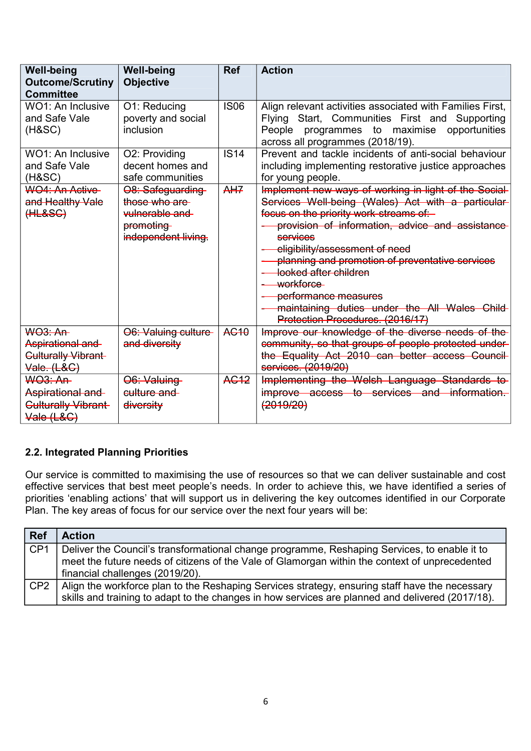| Well-being Outcome/Scrutiny Committee | Well-being Objective | Ref | Action |
|---|---|---|---|
| WO1: An Inclusive and Safe Vale (H&SC) | O1: Reducing poverty and social inclusion | IS06 | Align relevant activities associated with Families First, Flying Start, Communities First and Supporting People programmes to maximise opportunities across all programmes (2018/19). |
| WO1: An Inclusive and Safe Vale (H&SC) | O2: Providing decent homes and safe communities | IS14 | Prevent and tackle incidents of anti-social behaviour including implementing restorative justice approaches for young people. |
| ~~WO4: An Active and Healthy Vale (HL&SC)~~ | ~~O8: Safeguarding those who are vulnerable and promoting independent living.~~ | ~~AH7~~ | ~~Implement new ways of working in light of the Social Services Well-being (Wales) Act with a particular focus on the priority work streams of:~~ <br>~~- provision of information, advice and assistance services~~ <br>~~- eligibility/assessment of need~~ <br>~~- planning and promotion of preventative services~~ <br>~~- looked after children~~ <br>~~- workforce~~ <br>~~- performance measures~~ <br>~~- maintaining duties under the All Wales Child Protection Procedures. (2016/17)~~ |
| ~~WO3: An Aspirational and Culturally Vibrant Vale. (L&C)~~ | ~~O6: Valuing culture and diversity~~ | ~~AC10~~ | ~~Improve our knowledge of the diverse needs of the community, so that groups of people protected under the Equality Act 2010 can better access Council services. (2019/20)~~ |
| ~~WO3: An Aspirational and Culturally Vibrant Vale (L&C)~~ | ~~O6: Valuing culture and diversity~~ | ~~AC12~~ | ~~Implementing the Welsh Language Standards to improve access to services and information. (2019/20)~~ |

### 2.2. Integrated Planning Priorities

Our service is committed to maximising the use of resources so that we can deliver sustainable and cost effective services that best meet people's needs. In order to achieve this, we have identified a series of priorities 'enabling actions' that will support us in delivering the key outcomes identified in our Corporate Plan. The key areas of focus for our service over the next four years will be:

| Ref | Action |
|---|---|
| CP1 | Deliver the Council's transformational change programme, Reshaping Services, to enable it to meet the future needs of citizens of the Vale of Glamorgan within the context of unprecedented financial challenges (2019/20). |
| CP2 | Align the workforce plan to the Reshaping Services strategy, ensuring staff have the necessary skills and training to adapt to the changes in how services are planned and delivered (2017/18). |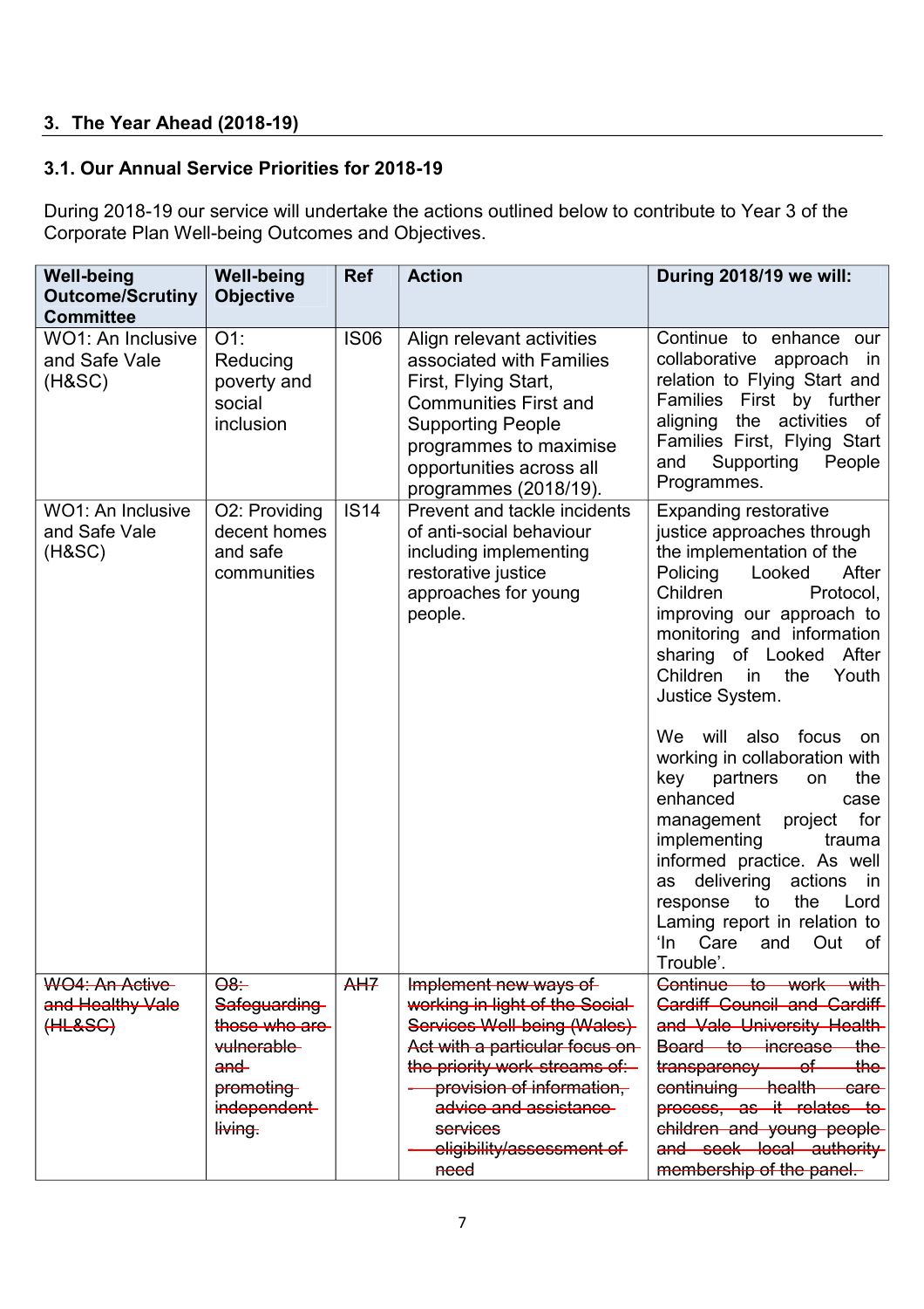## 3. The Year Ahead (2018-19)

### 3.1. Our Annual Service Priorities for 2018-19

During 2018-19 our service will undertake the actions outlined below to contribute to Year 3 of the Corporate Plan Well-being Outcomes and Objectives.

| Well-being Outcome/Scrutiny Committee | Well-being Objective | Ref | Action | During 2018/19 we will: |
|---|---|---|---|---|
| WO1: An Inclusive and Safe Vale (H&SC) | O1: Reducing poverty and social inclusion | IS06 | Align relevant activities associated with Families First, Flying Start, Communities First and Supporting People programmes to maximise opportunities across all programmes (2018/19). | Continue to enhance our collaborative approach in relation to Flying Start and Families First by further aligning the activities of Families First, Flying Start and Supporting People Programmes. |
| WO1: An Inclusive and Safe Vale (H&SC) | O2: Providing decent homes and safe communities | IS14 | Prevent and tackle incidents of anti-social behaviour including implementing restorative justice approaches for young people. | Expanding restorative justice approaches through the implementation of the Policing Looked After Children Protocol, improving our approach to monitoring and information sharing of Looked After Children in the Youth Justice System.<br><br>We will also focus on working in collaboration with key partners on the enhanced case management project for implementing trauma informed practice. As well as delivering actions in response to the Lord Laming report in relation to 'In Care and Out of Trouble'. |
| ~~WO4: An Active and Healthy Vale (HL&SC)~~ | ~~O8: Safeguarding those who are vulnerable and promoting independent living.~~ | ~~AH7~~ | ~~Implement new ways of working in light of the Social Services Well-being (Wales) Act with a particular focus on the priority work streams of:~~<br>~~- provision of information, advice and assistance services~~<br>~~- eligibility/assessment of need~~ | ~~Continue to work with Cardiff Council and Cardiff and Vale University Health Board to increase the transparency of the continuing health care process, as it relates to children and young people and seek local authority membership of the panel.~~ |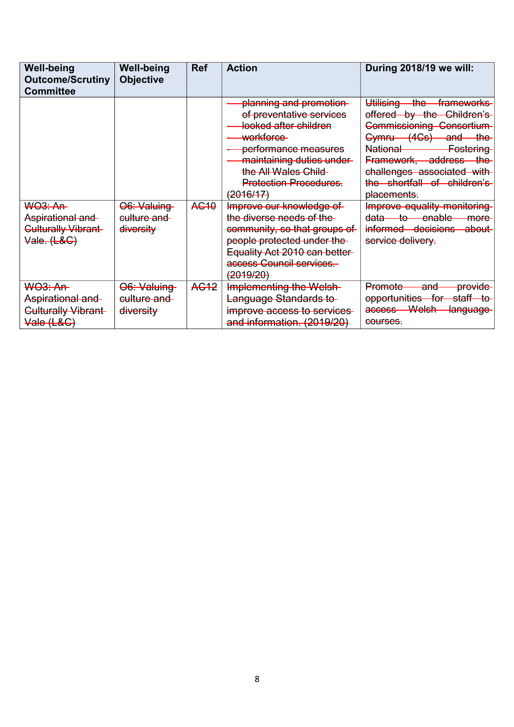| Well-being Outcome/Scrutiny Committee | Well-being Objective | Ref | Action | During 2018/19 we will: |
|---|---|---|---|---|
| | | | ~~- planning and promotion of preventative services~~<br>~~- looked after children~~<br>~~- workforce~~<br>~~- performance measures~~<br>~~- maintaining duties under the All Wales Child Protection Procedures. (2016/17)~~ | ~~Utilising the frameworks offered by the Children's Commissioning Consortium Cymru (4Cs) and the National Fostering Framework, address the challenges associated with the shortfall of children's placements.~~ |
| ~~WO3: An Aspirational and Culturally Vibrant Vale. (L&C)~~ | ~~O6: Valuing culture and diversity~~ | ~~AC10~~ | ~~Improve our knowledge of the diverse needs of the community, so that groups of people protected under the Equality Act 2010 can better access Council services. (2019/20)~~ | ~~Improve equality monitoring data to enable more informed decisions about service delivery.~~ |
| ~~WO3: An Aspirational and Culturally Vibrant Vale (L&C)~~ | ~~O6: Valuing culture and diversity~~ | ~~AC12~~ | ~~Implementing the Welsh Language Standards to improve access to services and information. (2019/20)~~ | ~~Promote and provide opportunities for staff to access Welsh language courses.~~ |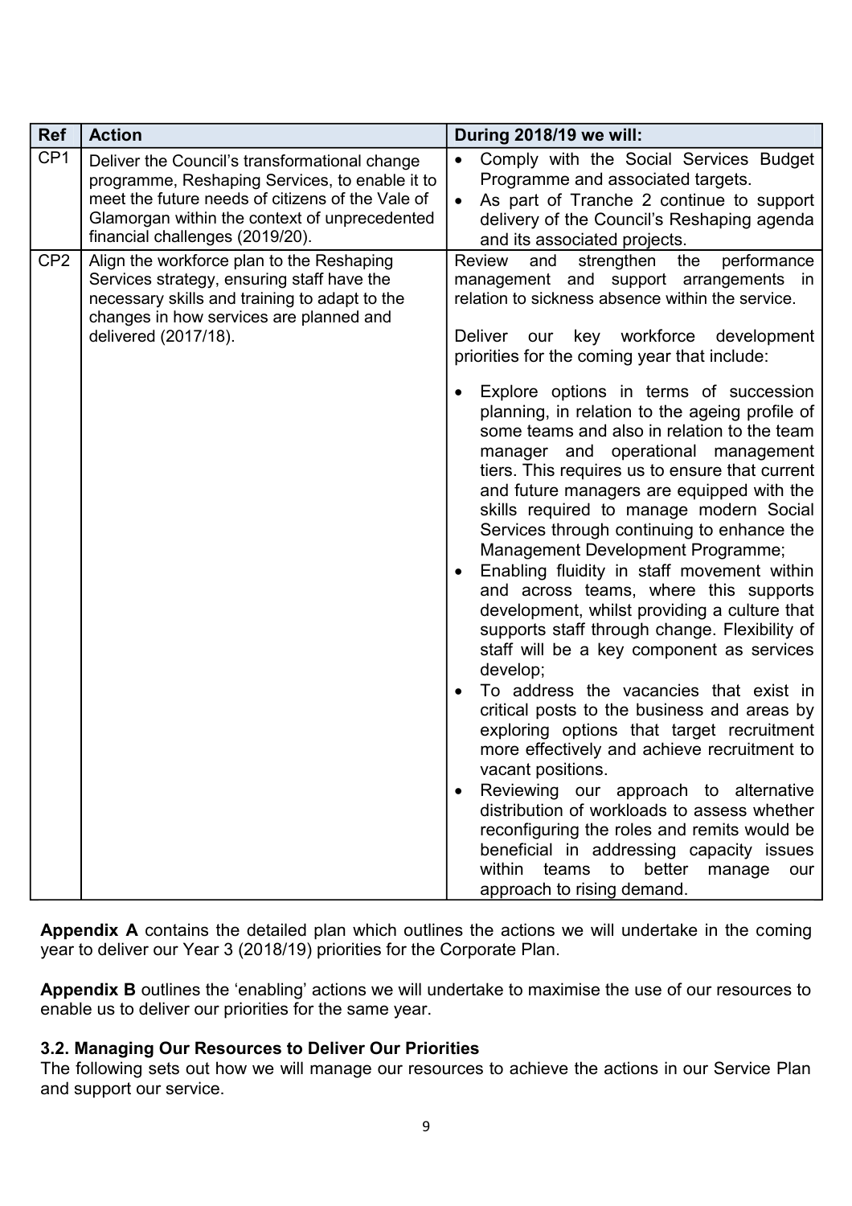| Ref | Action | During 2018/19 we will: |
| --- | --- | --- |
| CP1 | Deliver the Council's transformational change programme, Reshaping Services, to enable it to meet the future needs of citizens of the Vale of Glamorgan within the context of unprecedented financial challenges (2019/20). | • Comply with the Social Services Budget Programme and associated targets.<br>• As part of Tranche 2 continue to support delivery of the Council's Reshaping agenda and its associated projects. |
| CP2 | Align the workforce plan to the Reshaping Services strategy, ensuring staff have the necessary skills and training to adapt to the changes in how services are planned and delivered (2017/18). | Review and strengthen the performance management and support arrangements in relation to sickness absence within the service.<br><br>Deliver our key workforce development priorities for the coming year that include:<br><br>• Explore options in terms of succession planning, in relation to the ageing profile of some teams and also in relation to the team manager and operational management tiers. This requires us to ensure that current and future managers are equipped with the skills required to manage modern Social Services through continuing to enhance the Management Development Programme;<br>• Enabling fluidity in staff movement within and across teams, where this supports development, whilst providing a culture that supports staff through change. Flexibility of staff will be a key component as services develop;<br>• To address the vacancies that exist in critical posts to the business and areas by exploring options that target recruitment more effectively and achieve recruitment to vacant positions.<br>• Reviewing our approach to alternative distribution of workloads to assess whether reconfiguring the roles and remits would be beneficial in addressing capacity issues within teams to better manage our approach to rising demand. |

**Appendix A** contains the detailed plan which outlines the actions we will undertake in the coming year to deliver our Year 3 (2018/19) priorities for the Corporate Plan.

**Appendix B** outlines the 'enabling' actions we will undertake to maximise the use of our resources to enable us to deliver our priorities for the same year.

### 3.2. Managing Our Resources to Deliver Our Priorities

The following sets out how we will manage our resources to achieve the actions in our Service Plan and support our service.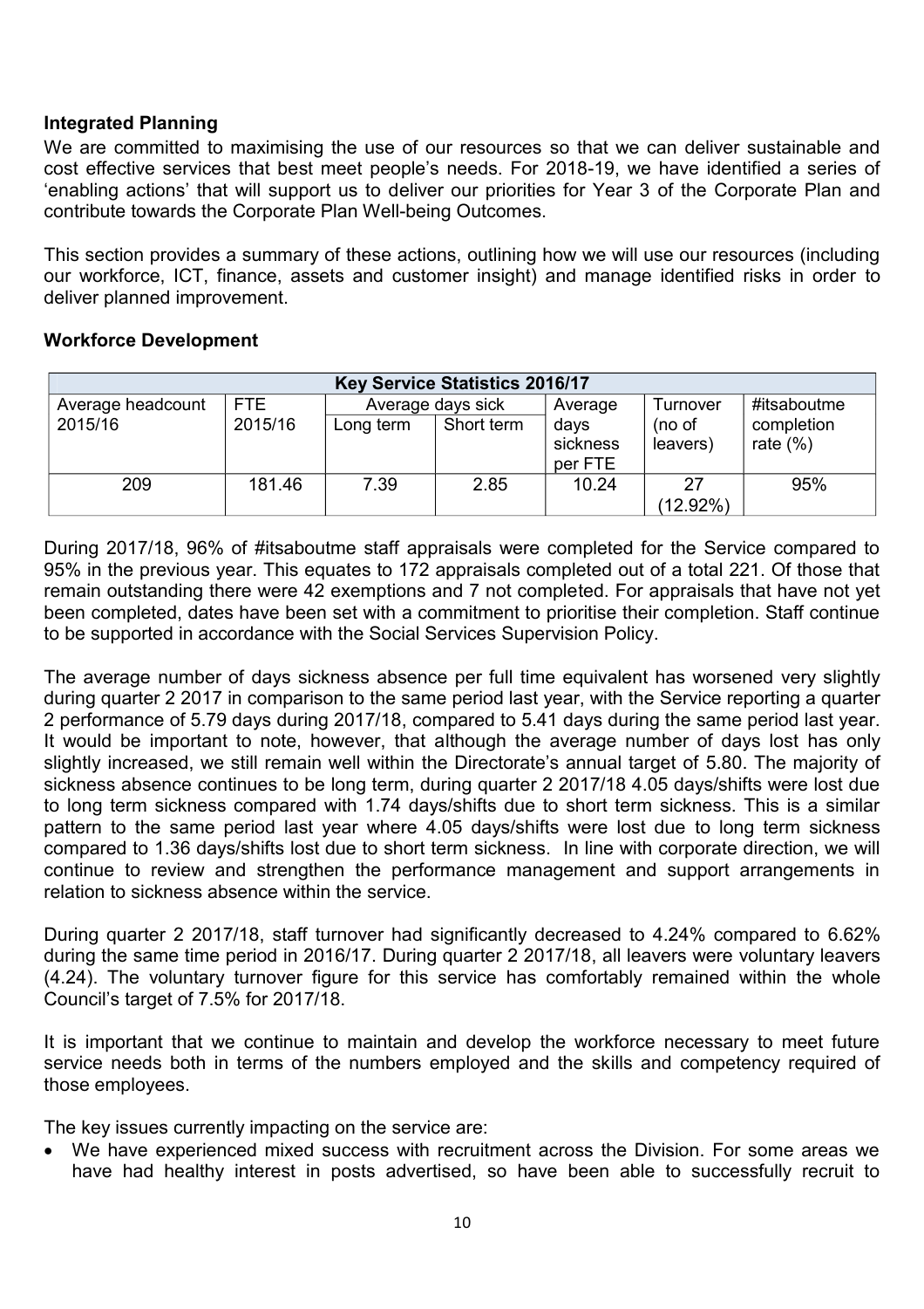## Integrated Planning

We are committed to maximising the use of our resources so that we can deliver sustainable and cost effective services that best meet people's needs. For 2018-19, we have identified a series of 'enabling actions' that will support us to deliver our priorities for Year 3 of the Corporate Plan and contribute towards the Corporate Plan Well-being Outcomes.

This section provides a summary of these actions, outlining how we will use our resources (including our workforce, ICT, finance, assets and customer insight) and manage identified risks in order to deliver planned improvement.

## Workforce Development

| Key Service Statistics 2016/17 | | | | | | | |
|---|---|---|---|---|---|---|---|
| Average headcount 2015/16 | FTE 2015/16 | Average days sick | | Average days sickness per FTE | Turnover (no of leavers) | #itsaboutme completion rate (%) |
| | | Long term | Short term | | | |
| 209 | 181.46 | 7.39 | 2.85 | 10.24 | 27 (12.92%) | 95% |

During 2017/18, 96% of #itsaboutme staff appraisals were completed for the Service compared to 95% in the previous year. This equates to 172 appraisals completed out of a total 221. Of those that remain outstanding there were 42 exemptions and 7 not completed. For appraisals that have not yet been completed, dates have been set with a commitment to prioritise their completion. Staff continue to be supported in accordance with the Social Services Supervision Policy.

The average number of days sickness absence per full time equivalent has worsened very slightly during quarter 2 2017 in comparison to the same period last year, with the Service reporting a quarter 2 performance of 5.79 days during 2017/18, compared to 5.41 days during the same period last year. It would be important to note, however, that although the average number of days lost has only slightly increased, we still remain well within the Directorate's annual target of 5.80. The majority of sickness absence continues to be long term, during quarter 2 2017/18 4.05 days/shifts were lost due to long term sickness compared with 1.74 days/shifts due to short term sickness. This is a similar pattern to the same period last year where 4.05 days/shifts were lost due to long term sickness compared to 1.36 days/shifts lost due to short term sickness. In line with corporate direction, we will continue to review and strengthen the performance management and support arrangements in relation to sickness absence within the service.

During quarter 2 2017/18, staff turnover had significantly decreased to 4.24% compared to 6.62% during the same time period in 2016/17. During quarter 2 2017/18, all leavers were voluntary leavers (4.24). The voluntary turnover figure for this service has comfortably remained within the whole Council's target of 7.5% for 2017/18.

It is important that we continue to maintain and develop the workforce necessary to meet future service needs both in terms of the numbers employed and the skills and competency required of those employees.

The key issues currently impacting on the service are:

- We have experienced mixed success with recruitment across the Division. For some areas we have had healthy interest in posts advertised, so have been able to successfully recruit to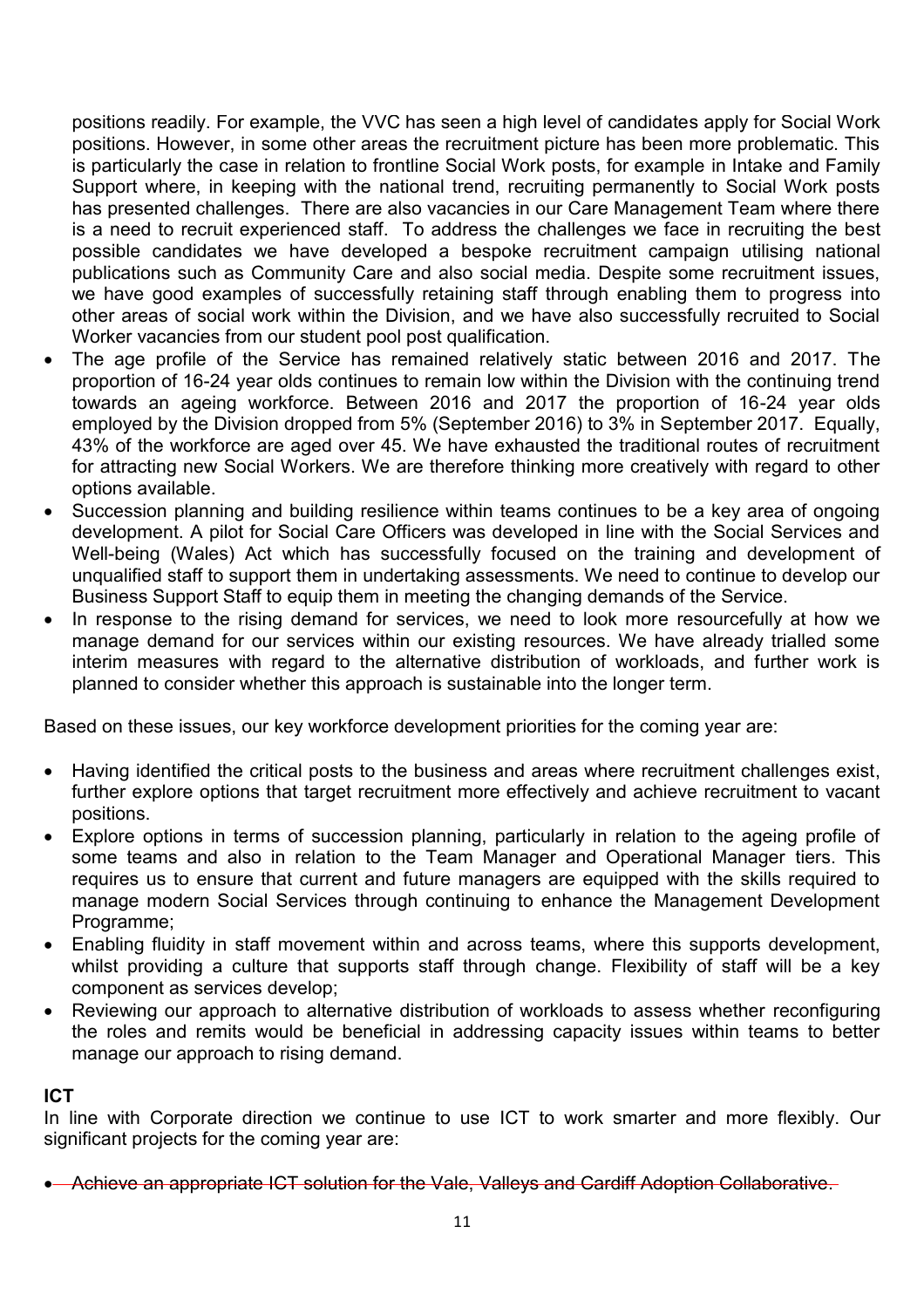positions readily. For example, the VVC has seen a high level of candidates apply for Social Work positions. However, in some other areas the recruitment picture has been more problematic. This is particularly the case in relation to frontline Social Work posts, for example in Intake and Family Support where, in keeping with the national trend, recruiting permanently to Social Work posts has presented challenges. There are also vacancies in our Care Management Team where there is a need to recruit experienced staff. To address the challenges we face in recruiting the best possible candidates we have developed a bespoke recruitment campaign utilising national publications such as Community Care and also social media. Despite some recruitment issues, we have good examples of successfully retaining staff through enabling them to progress into other areas of social work within the Division, and we have also successfully recruited to Social Worker vacancies from our student pool post qualification.

- The age profile of the Service has remained relatively static between 2016 and 2017. The proportion of 16-24 year olds continues to remain low within the Division with the continuing trend towards an ageing workforce. Between 2016 and 2017 the proportion of 16-24 year olds employed by the Division dropped from 5% (September 2016) to 3% in September 2017. Equally, 43% of the workforce are aged over 45. We have exhausted the traditional routes of recruitment for attracting new Social Workers. We are therefore thinking more creatively with regard to other options available.
- Succession planning and building resilience within teams continues to be a key area of ongoing development. A pilot for Social Care Officers was developed in line with the Social Services and Well-being (Wales) Act which has successfully focused on the training and development of unqualified staff to support them in undertaking assessments. We need to continue to develop our Business Support Staff to equip them in meeting the changing demands of the Service.
- In response to the rising demand for services, we need to look more resourcefully at how we manage demand for our services within our existing resources. We have already trialled some interim measures with regard to the alternative distribution of workloads, and further work is planned to consider whether this approach is sustainable into the longer term.

Based on these issues, our key workforce development priorities for the coming year are:

- Having identified the critical posts to the business and areas where recruitment challenges exist, further explore options that target recruitment more effectively and achieve recruitment to vacant positions.
- Explore options in terms of succession planning, particularly in relation to the ageing profile of some teams and also in relation to the Team Manager and Operational Manager tiers. This requires us to ensure that current and future managers are equipped with the skills required to manage modern Social Services through continuing to enhance the Management Development Programme;
- Enabling fluidity in staff movement within and across teams, where this supports development, whilst providing a culture that supports staff through change. Flexibility of staff will be a key component as services develop;
- Reviewing our approach to alternative distribution of workloads to assess whether reconfiguring the roles and remits would be beneficial in addressing capacity issues within teams to better manage our approach to rising demand.

**ICT**

In line with Corporate direction we continue to use ICT to work smarter and more flexibly. Our significant projects for the coming year are:

- ~~Achieve an appropriate ICT solution for the Vale, Valleys and Cardiff Adoption Collaborative.~~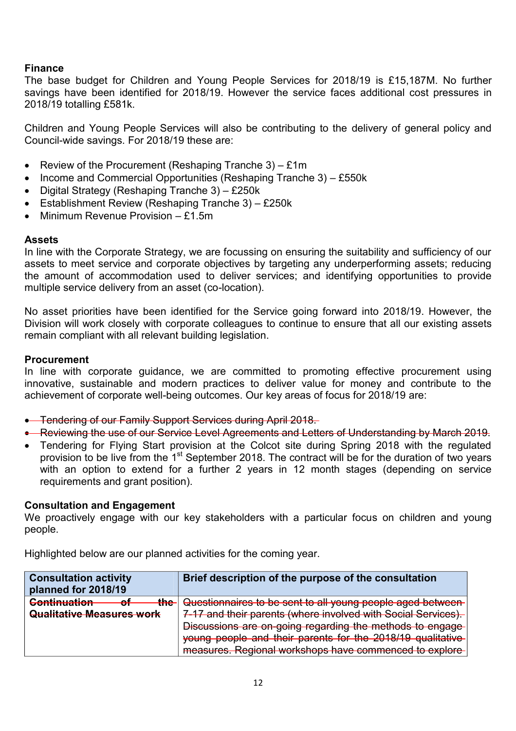**Finance**

The base budget for Children and Young People Services for 2018/19 is £15,187M. No further savings have been identified for 2018/19. However the service faces additional cost pressures in 2018/19 totalling £581k.

Children and Young People Services will also be contributing to the delivery of general policy and Council-wide savings. For 2018/19 these are:

- Review of the Procurement (Reshaping Tranche 3) – £1m
- Income and Commercial Opportunities (Reshaping Tranche 3) – £550k
- Digital Strategy (Reshaping Tranche 3) – £250k
- Establishment Review (Reshaping Tranche 3) – £250k
- Minimum Revenue Provision – £1.5m

**Assets**

In line with the Corporate Strategy, we are focussing on ensuring the suitability and sufficiency of our assets to meet service and corporate objectives by targeting any underperforming assets; reducing the amount of accommodation used to deliver services; and identifying opportunities to provide multiple service delivery from an asset (co-location).

No asset priorities have been identified for the Service going forward into 2018/19. However, the Division will work closely with corporate colleagues to continue to ensure that all our existing assets remain compliant with all relevant building legislation.

**Procurement**

In line with corporate guidance, we are committed to promoting effective procurement using innovative, sustainable and modern practices to deliver value for money and contribute to the achievement of corporate well-being outcomes. Our key areas of focus for 2018/19 are:

- ~~Tendering of our Family Support Services during April 2018.~~
- ~~Reviewing the use of our Service Level Agreements and Letters of Understanding by March 2019.~~
- Tendering for Flying Start provision at the Colcot site during Spring 2018 with the regulated provision to be live from the 1st September 2018. The contract will be for the duration of two years with an option to extend for a further 2 years in 12 month stages (depending on service requirements and grant position).

**Consultation and Engagement**

We proactively engage with our key stakeholders with a particular focus on children and young people.

Highlighted below are our planned activities for the coming year.

| Consultation activity planned for 2018/19 | Brief description of the purpose of the consultation |
| --- | --- |
| ~~**Continuation of the Qualitative Measures work**~~ | ~~Questionnaires to be sent to all young people aged between 7-17 and their parents (where involved with Social Services). Discussions are on-going regarding the methods to engage young people and their parents for the 2018/19 qualitative measures. Regional workshops have commenced to explore~~ |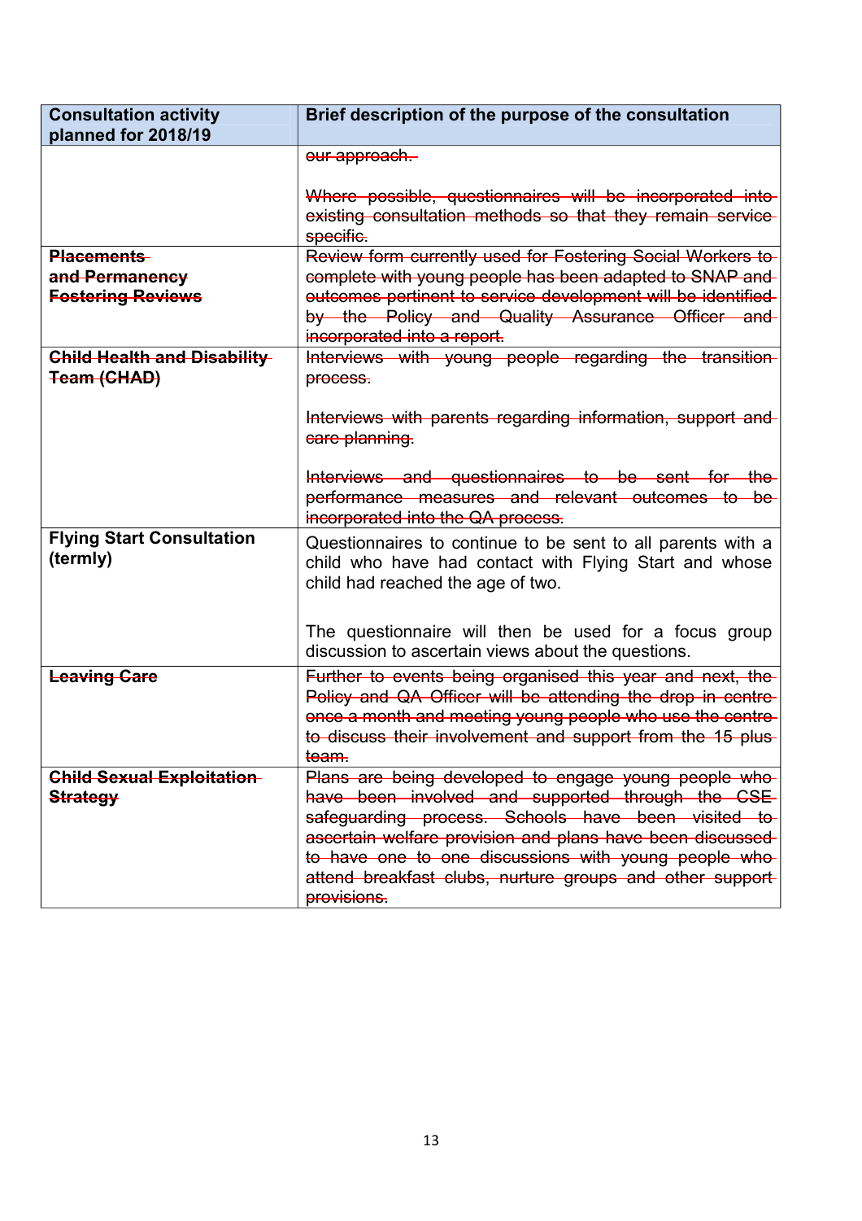| Consultation activity planned for 2018/19 | Brief description of the purpose of the consultation |
|---|---|
| | ~~our approach.~~<br><br>~~Where possible, questionnaires will be incorporated into existing consultation methods so that they remain service specific.~~ |
| ~~**Placements and Permanency Fostering Reviews**~~ | ~~Review form currently used for Fostering Social Workers to complete with young people has been adapted to SNAP and outcomes pertinent to service development will be identified by the Policy and Quality Assurance Officer and incorporated into a report.~~ |
| ~~**Child Health and Disability Team (CHAD)**~~ | ~~Interviews with young people regarding the transition process.~~<br><br>~~Interviews with parents regarding information, support and care planning.~~<br><br>~~Interviews and questionnaires to be sent for the performance measures and relevant outcomes to be incorporated into the QA process.~~ |
| **Flying Start Consultation (termly)** | Questionnaires to continue to be sent to all parents with a child who have had contact with Flying Start and whose child had reached the age of two.<br><br>The questionnaire will then be used for a focus group discussion to ascertain views about the questions. |
| ~~**Leaving Care**~~ | ~~Further to events being organised this year and next, the Policy and QA Officer will be attending the drop in centre once a month and meeting young people who use the centre to discuss their involvement and support from the 15 plus team.~~ |
| ~~**Child Sexual Exploitation Strategy**~~ | ~~Plans are being developed to engage young people who have been involved and supported through the CSE safeguarding process. Schools have been visited to ascertain welfare provision and plans have been discussed to have one to one discussions with young people who attend breakfast clubs, nurture groups and other support provisions.~~ |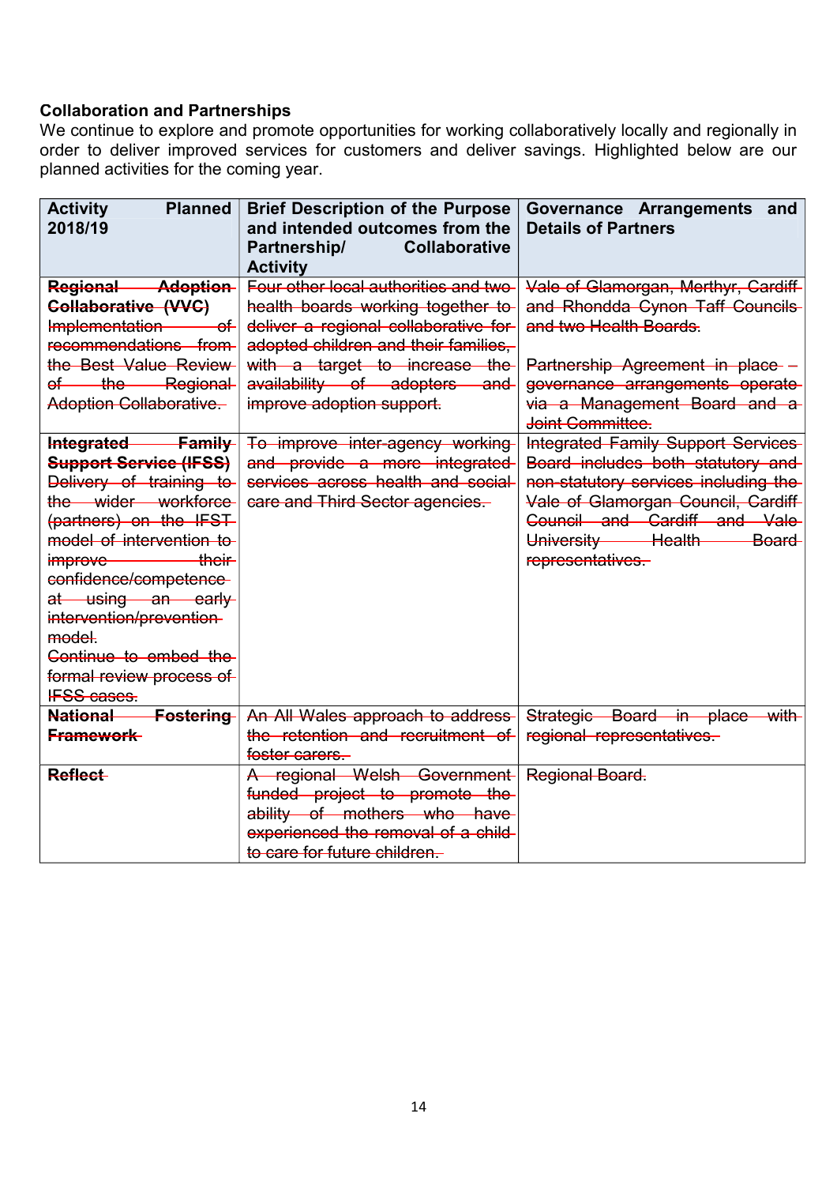**Collaboration and Partnerships**

We continue to explore and promote opportunities for working collaboratively locally and regionally in order to deliver improved services for customers and deliver savings. Highlighted below are our planned activities for the coming year.

| Activity Planned 2018/19 | Brief Description of the Purpose and intended outcomes from the Partnership/ Collaborative Activity | Governance Arrangements and Details of Partners |
|---|---|---|
| ~~**Regional Adoption Collaborative (VVC)**~~<br>~~Implementation of recommendations from the Best Value Review of the Regional Adoption Collaborative.~~ | ~~Four other local authorities and two health boards working together to deliver a regional collaborative for adopted children and their families, with a target to increase the availability of adopters and improve adoption support.~~ | ~~Vale of Glamorgan, Merthyr, Cardiff and Rhondda Cynon Taff Councils and two Health Boards.~~<br><br>~~Partnership Agreement in place – governance arrangements operate via a Management Board and a Joint Committee.~~ |
| ~~**Integrated Family Support Service (IFSS)**~~<br>~~Delivery of training to the wider workforce (partners) on the IFST model of intervention to improve their confidence/competence at using an early intervention/prevention model.~~<br>~~Continue to embed the formal review process of IFSS cases.~~ | ~~To improve inter-agency working and provide a more integrated services across health and social care and Third Sector agencies.~~ | ~~Integrated Family Support Services Board includes both statutory and non-statutory services including the Vale of Glamorgan Council, Cardiff Council and Cardiff and Vale University Health Board representatives.~~ |
| ~~**National Fostering Framework**~~ | ~~An All Wales approach to address the retention and recruitment of foster carers.~~ | ~~Strategic Board in place with regional representatives.~~ |
| ~~**Reflect**~~ | ~~A regional Welsh Government funded project to promote the ability of mothers who have experienced the removal of a child to care for future children.~~ | ~~Regional Board.~~ |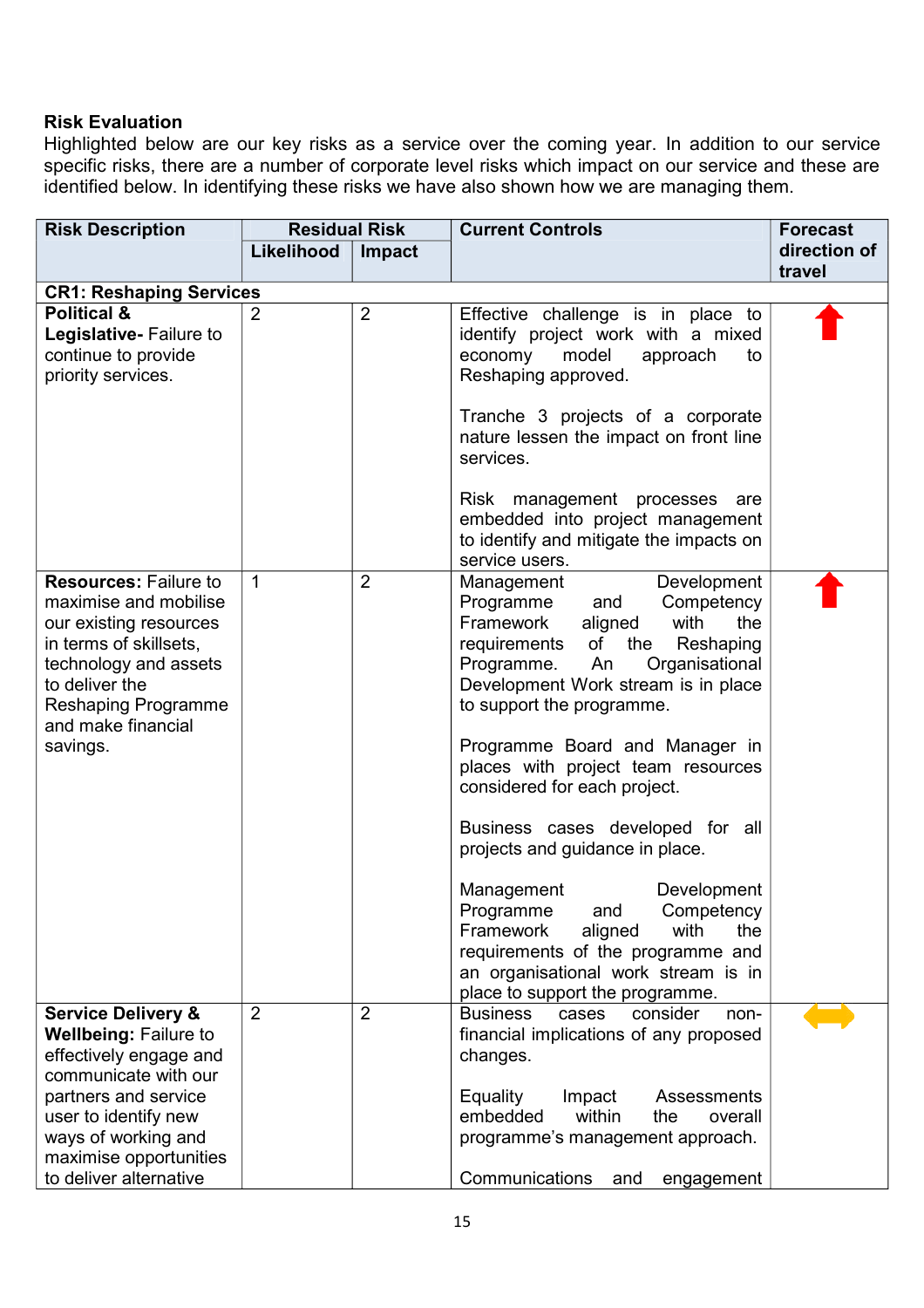**Risk Evaluation**

Highlighted below are our key risks as a service over the coming year. In addition to our service specific risks, there are a number of corporate level risks which impact on our service and these are identified below. In identifying these risks we have also shown how we are managing them.

| Risk Description | Residual Risk | | Current Controls | Forecast direction of travel |
|---|---|---|---|---|
| | Likelihood | Impact | | |
| **CR1: Reshaping Services** | | | | |
| **Political & Legislative-** Failure to continue to provide priority services. | 2 | 2 | Effective challenge is in place to identify project work with a mixed economy model approach to Reshaping approved.<br><br>Tranche 3 projects of a corporate nature lessen the impact on front line services.<br><br>Risk management processes are embedded into project management to identify and mitigate the impacts on service users. | ⬆ (red) |
| **Resources:** Failure to maximise and mobilise our existing resources in terms of skillsets, technology and assets to deliver the Reshaping Programme and make financial savings. | 1 | 2 | Management Development Programme and Competency Framework aligned with the requirements of the Reshaping Programme. An Organisational Development Work stream is in place to support the programme.<br><br>Programme Board and Manager in places with project team resources considered for each project.<br><br>Business cases developed for all projects and guidance in place.<br><br>Management Development Programme and Competency Framework aligned with the requirements of the programme and an organisational work stream is in place to support the programme. | ⬆ (red) |
| **Service Delivery & Wellbeing:** Failure to effectively engage and communicate with our partners and service user to identify new ways of working and maximise opportunities to deliver alternative | 2 | 2 | Business cases consider non-financial implications of any proposed changes.<br><br>Equality Impact Assessments embedded within the overall programme's management approach.<br><br>Communications and engagement | ⬌ (amber) |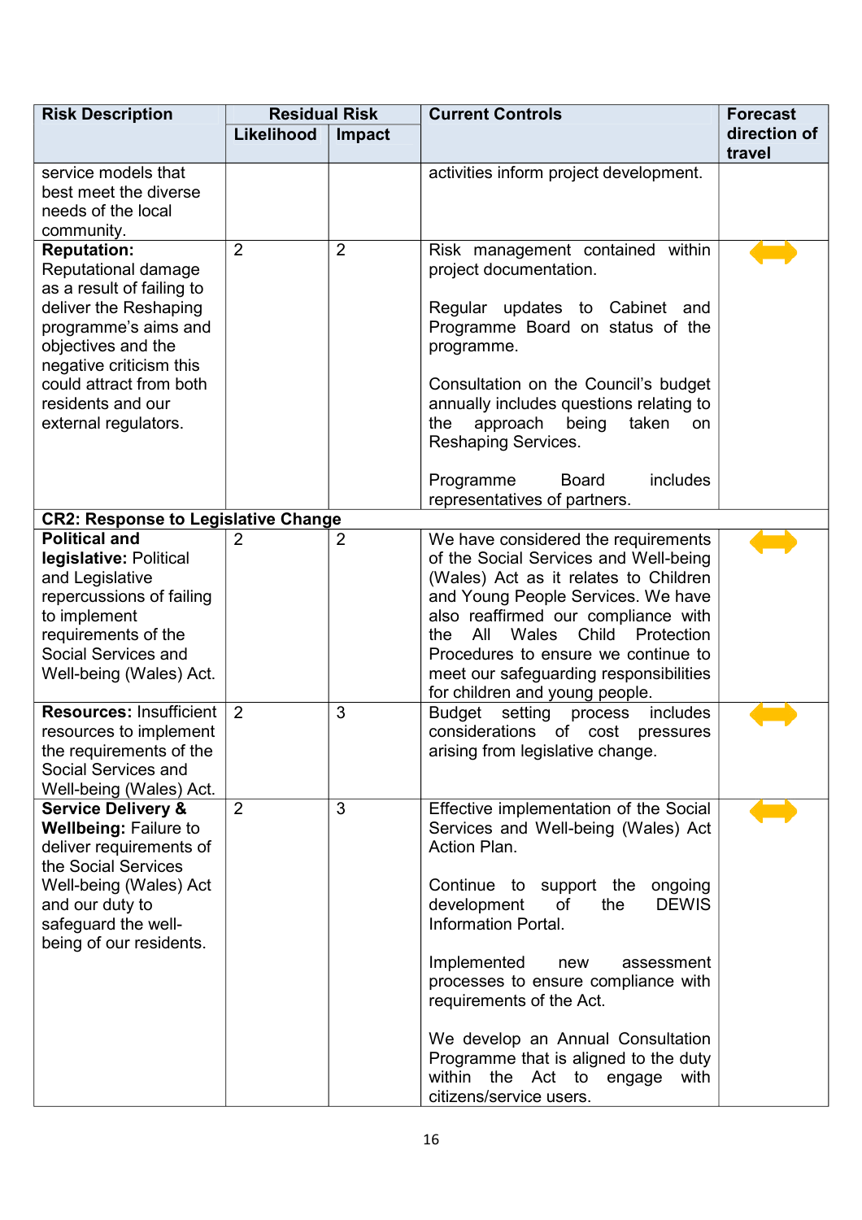| Risk Description | Residual Risk | | Current Controls | Forecast direction of travel |
|---|---|---|---|---|
| | Likelihood | Impact | | |
| service models that best meet the diverse needs of the local community. | | | activities inform project development. | |
| **Reputation:** Reputational damage as a result of failing to deliver the Reshaping programme's aims and objectives and the negative criticism this could attract from both residents and our external regulators. | 2 | 2 | Risk management contained within project documentation.<br><br>Regular updates to Cabinet and Programme Board on status of the programme.<br><br>Consultation on the Council's budget annually includes questions relating to the approach being taken on Reshaping Services.<br><br>Programme Board includes representatives of partners. | ⟺ |
| **CR2: Response to Legislative Change** | | | | |
| **Political and legislative:** Political and Legislative repercussions of failing to implement requirements of the Social Services and Well-being (Wales) Act. | 2 | 2 | We have considered the requirements of the Social Services and Well-being (Wales) Act as it relates to Children and Young People Services. We have also reaffirmed our compliance with the All Wales Child Protection Procedures to ensure we continue to meet our safeguarding responsibilities for children and young people. | ⟺ |
| **Resources:** Insufficient resources to implement the requirements of the Social Services and Well-being (Wales) Act. | 2 | 3 | Budget setting process includes considerations of cost pressures arising from legislative change. | ⟺ |
| **Service Delivery & Wellbeing:** Failure to deliver requirements of the Social Services Well-being (Wales) Act and our duty to safeguard the well-being of our residents. | 2 | 3 | Effective implementation of the Social Services and Well-being (Wales) Act Action Plan.<br><br>Continue to support the ongoing development of the DEWIS Information Portal.<br><br>Implemented new assessment processes to ensure compliance with requirements of the Act.<br><br>We develop an Annual Consultation Programme that is aligned to the duty within the Act to engage with citizens/service users. | ⟺ |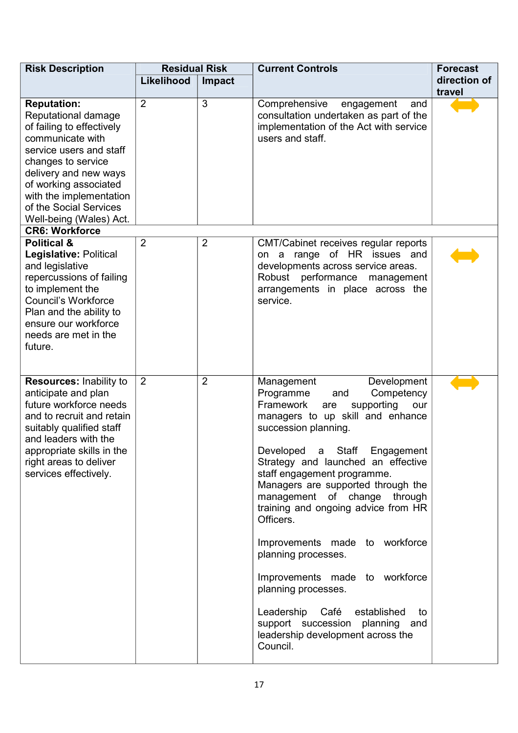| Risk Description | Residual Risk | | Current Controls | Forecast direction of travel |
|---|---|---|---|---|
| | Likelihood | Impact | | |
| **Reputation:** Reputational damage of failing to effectively communicate with service users and staff changes to service delivery and new ways of working associated with the implementation of the Social Services Well-being (Wales) Act. | 2 | 3 | Comprehensive engagement and consultation undertaken as part of the implementation of the Act with service users and staff. | ⬌ |
| **CR6: Workforce** | | | | |
| **Political & Legislative:** Political and legislative repercussions of failing to implement the Council's Workforce Plan and the ability to ensure our workforce needs are met in the future. | 2 | 2 | CMT/Cabinet receives regular reports on a range of HR issues and developments across service areas. Robust performance management arrangements in place across the service. | ⬌ |
| **Resources:** Inability to anticipate and plan future workforce needs and to recruit and retain suitably qualified staff and leaders with the appropriate skills in the right areas to deliver services effectively. | 2 | 2 | Management Development Programme and Competency Framework are supporting our managers to up skill and enhance succession planning.<br><br>Developed a Staff Engagement Strategy and launched an effective staff engagement programme. Managers are supported through the management of change through training and ongoing advice from HR Officers.<br><br>Improvements made to workforce planning processes.<br><br>Improvements made to workforce planning processes.<br><br>Leadership Café established to support succession planning and leadership development across the Council. | ⬌ |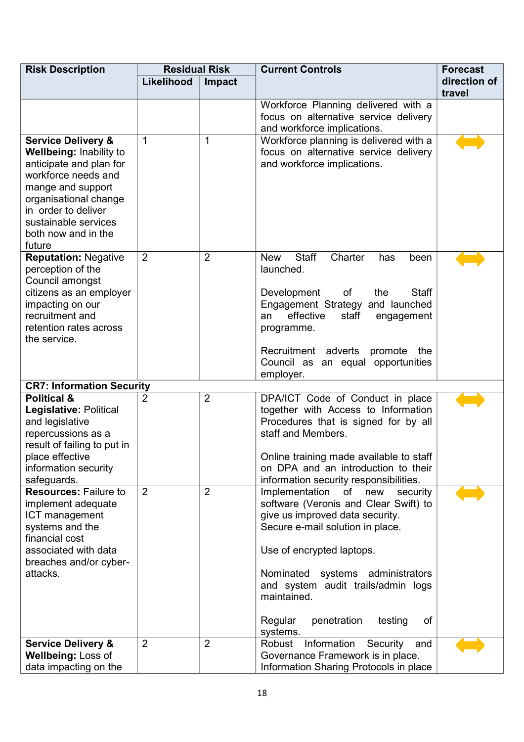| Risk Description | Residual Risk | | Current Controls | Forecast direction of travel |
|---|---|---|---|---|
| | Likelihood | Impact | | |
| | | | Workforce Planning delivered with a focus on alternative service delivery and workforce implications. | |
| **Service Delivery & Wellbeing:** Inability to anticipate and plan for workforce needs and mange and support organisational change in order to deliver sustainable services both now and in the future | 1 | 1 | Workforce planning is delivered with a focus on alternative service delivery and workforce implications. | ⟺ |
| **Reputation:** Negative perception of the Council amongst citizens as an employer impacting on our recruitment and retention rates across the service. | 2 | 2 | New Staff Charter has been launched.<br><br>Development of the Staff Engagement Strategy and launched an effective staff engagement programme.<br><br>Recruitment adverts promote the Council as an equal opportunities employer. | ⟺ |
| **CR7: Information Security** | | | | |
| **Political & Legislative:** Political and legislative repercussions as a result of failing to put in place effective information security safeguards. | 2 | 2 | DPA/ICT Code of Conduct in place together with Access to Information Procedures that is signed for by all staff and Members.<br><br>Online training made available to staff on DPA and an introduction to their information security responsibilities. | ⟺ |
| **Resources:** Failure to implement adequate ICT management systems and the financial cost associated with data breaches and/or cyber-attacks. | 2 | 2 | Implementation of new security software (Veronis and Clear Swift) to give us improved data security.<br>Secure e-mail solution in place.<br><br>Use of encrypted laptops.<br><br>Nominated systems administrators and system audit trails/admin logs maintained.<br><br>Regular penetration testing of systems. | ⟺ |
| **Service Delivery & Wellbeing:** Loss of data impacting on the | 2 | 2 | Robust Information Security and Governance Framework is in place.<br>Information Sharing Protocols in place | ⟺ |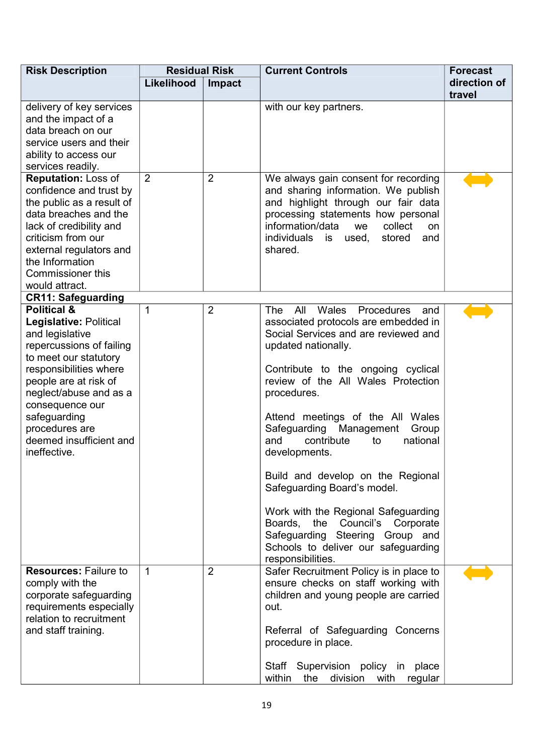| Risk Description | Residual Risk | | Current Controls | Forecast direction of travel |
|---|---|---|---|---|
| | Likelihood | Impact | | |
| delivery of key services and the impact of a data breach on our service users and their ability to access our services readily. | | | with our key partners. | |
| **Reputation:** Loss of confidence and trust by the public as a result of data breaches and the lack of credibility and criticism from our external regulators and the Information Commissioner this would attract. | 2 | 2 | We always gain consent for recording and sharing information. We publish and highlight through our fair data processing statements how personal information/data we collect on individuals is used, stored and shared. | ⟷ |
| **CR11: Safeguarding** | | | | |
| **Political & Legislative:** Political and legislative repercussions of failing to meet our statutory responsibilities where people are at risk of neglect/abuse and as a consequence our safeguarding procedures are deemed insufficient and ineffective. | 1 | 2 | The All Wales Procedures and associated protocols are embedded in Social Services and are reviewed and updated nationally.<br><br>Contribute to the ongoing cyclical review of the All Wales Protection procedures.<br><br>Attend meetings of the All Wales Safeguarding Management Group and contribute to national developments.<br><br>Build and develop on the Regional Safeguarding Board's model.<br><br>Work with the Regional Safeguarding Boards, the Council's Corporate Safeguarding Steering Group and Schools to deliver our safeguarding responsibilities. | ⟷ |
| **Resources:** Failure to comply with the corporate safeguarding requirements especially relation to recruitment and staff training. | 1 | 2 | Safer Recruitment Policy is in place to ensure checks on staff working with children and young people are carried out.<br><br>Referral of Safeguarding Concerns procedure in place.<br><br>Staff Supervision policy in place within the division with regular | ⟷ |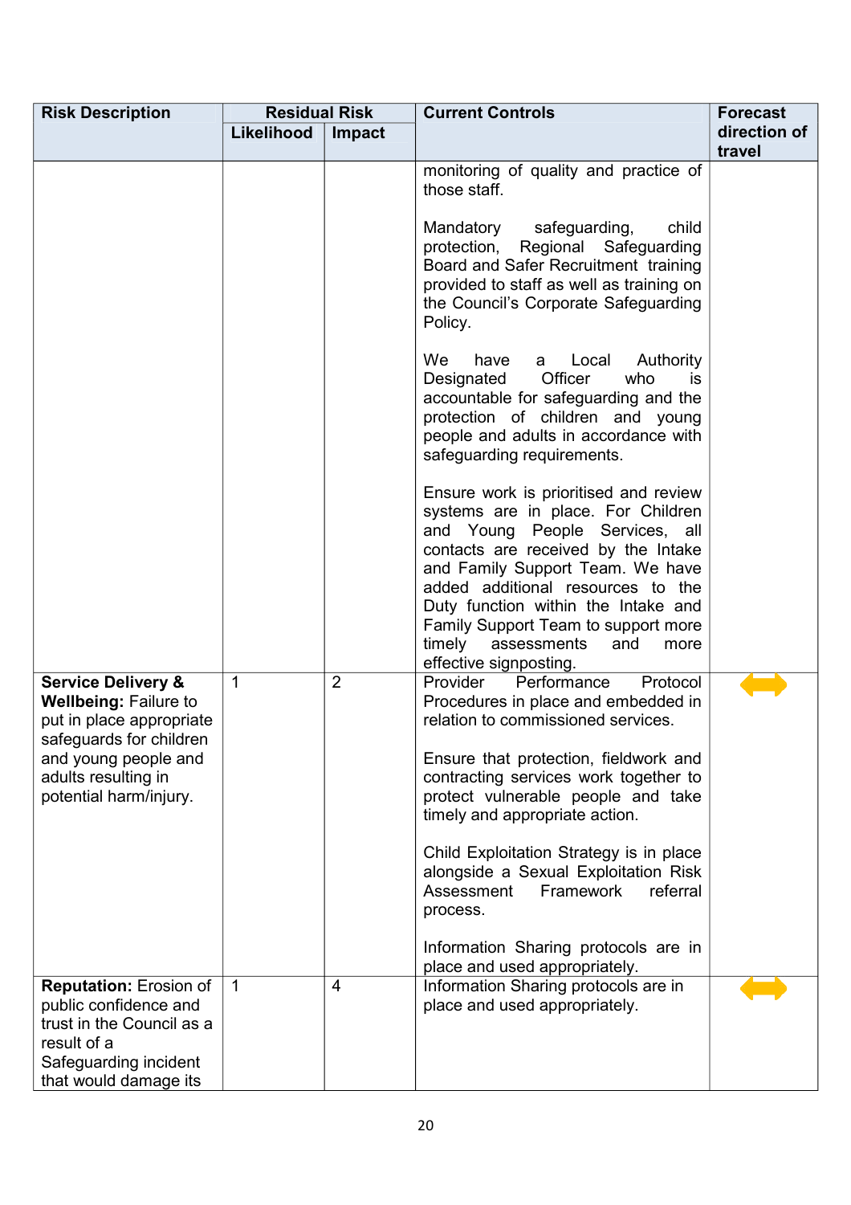| Risk Description | Residual Risk | | Current Controls | Forecast direction of travel |
|---|---|---|---|---|
| | Likelihood | Impact | | |
| | | | monitoring of quality and practice of those staff.<br><br>Mandatory safeguarding, child protection, Regional Safeguarding Board and Safer Recruitment training provided to staff as well as training on the Council's Corporate Safeguarding Policy.<br><br>We have a Local Authority Designated Officer who is accountable for safeguarding and the protection of children and young people and adults in accordance with safeguarding requirements.<br><br>Ensure work is prioritised and review systems are in place. For Children and Young People Services, all contacts are received by the Intake and Family Support Team. We have added additional resources to the Duty function within the Intake and Family Support Team to support more timely assessments and more effective signposting. | |
| **Service Delivery & Wellbeing:** Failure to put in place appropriate safeguards for children and young people and adults resulting in potential harm/injury. | 1 | 2 | Provider Performance Protocol Procedures in place and embedded in relation to commissioned services.<br><br>Ensure that protection, fieldwork and contracting services work together to protect vulnerable people and take timely and appropriate action.<br><br>Child Exploitation Strategy is in place alongside a Sexual Exploitation Risk Assessment Framework referral process.<br><br>Information Sharing protocols are in place and used appropriately. | ⟷ |
| **Reputation:** Erosion of public confidence and trust in the Council as a result of a Safeguarding incident that would damage its | 1 | 4 | Information Sharing protocols are in place and used appropriately. | ⟷ |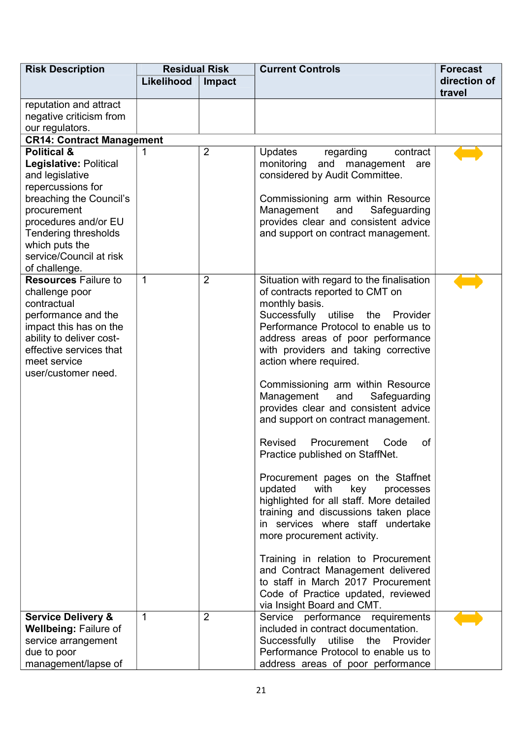| Risk Description | Residual Risk | | Current Controls | Forecast direction of travel |
|---|---|---|---|---|
| | Likelihood | Impact | | |
| reputation and attract negative criticism from our regulators. | | | | |
| **CR14: Contract Management** | | | | |
| **Political & Legislative:** Political and legislative repercussions for breaching the Council's procurement procedures and/or EU Tendering thresholds which puts the service/Council at risk of challenge. | 1 | 2 | Updates regarding contract monitoring and management are considered by Audit Committee.<br><br>Commissioning arm within Resource Management and Safeguarding provides clear and consistent advice and support on contract management. | ⟷ |
| **Resources** Failure to challenge poor contractual performance and the impact this has on the ability to deliver cost-effective services that meet service user/customer need. | 1 | 2 | Situation with regard to the finalisation of contracts reported to CMT on monthly basis.<br>Successfully utilise the Provider Performance Protocol to enable us to address areas of poor performance with providers and taking corrective action where required.<br><br>Commissioning arm within Resource Management and Safeguarding provides clear and consistent advice and support on contract management.<br><br>Revised Procurement Code of Practice published on StaffNet.<br><br>Procurement pages on the Staffnet updated with key processes highlighted for all staff. More detailed training and discussions taken place in services where staff undertake more procurement activity.<br><br>Training in relation to Procurement and Contract Management delivered to staff in March 2017 Procurement Code of Practice updated, reviewed via Insight Board and CMT. | ⟷ |
| **Service Delivery & Wellbeing:** Failure of service arrangement due to poor management/lapse of | 1 | 2 | Service performance requirements included in contract documentation.<br>Successfully utilise the Provider Performance Protocol to enable us to address areas of poor performance | ⟷ |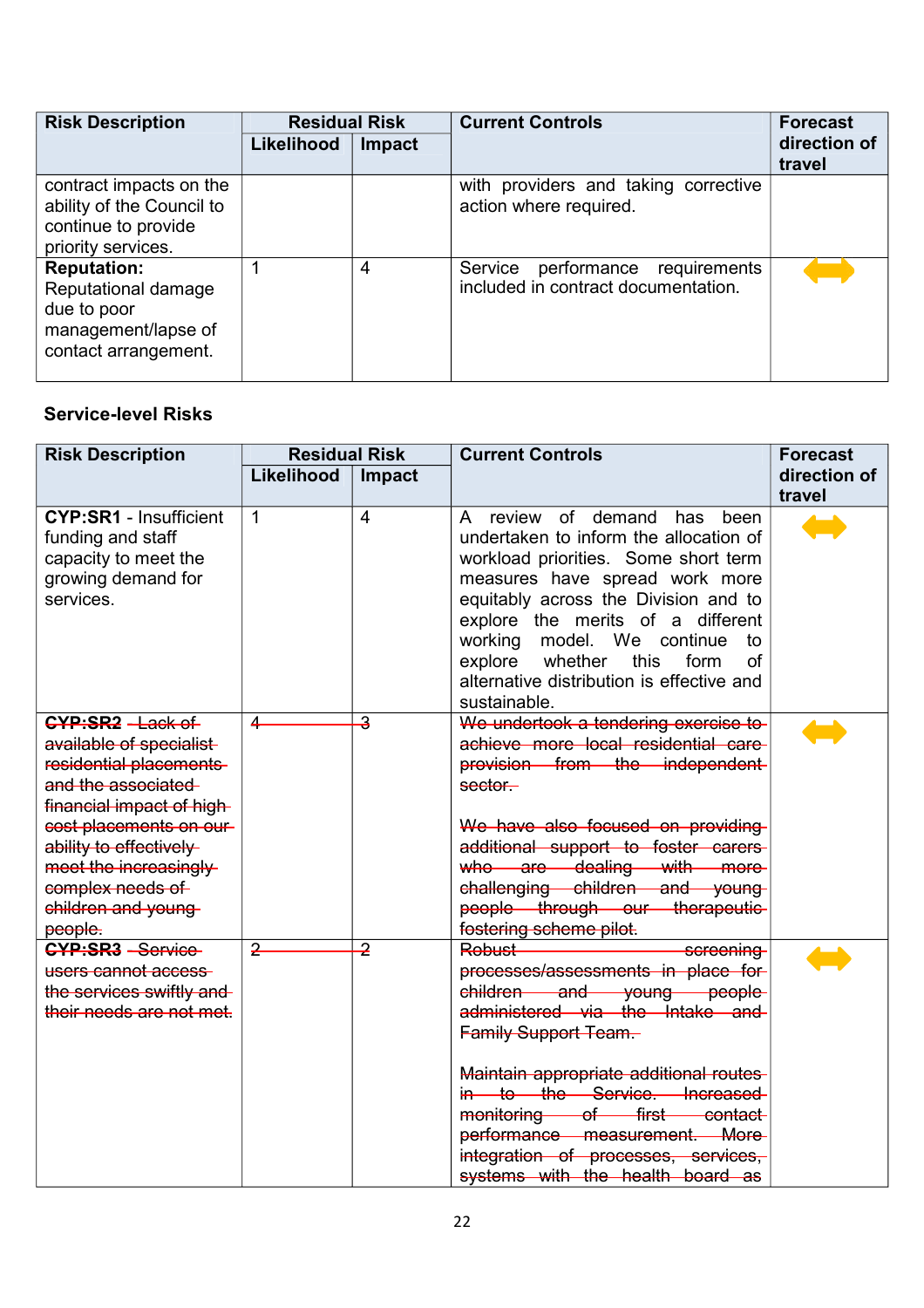| Risk Description | Residual Risk | | Current Controls | Forecast direction of travel |
|---|---|---|---|---|
| | Likelihood | Impact | | |
| contract impacts on the ability of the Council to continue to provide priority services. | | | with providers and taking corrective action where required. | |
| **Reputation:** Reputational damage due to poor management/lapse of contact arrangement. | 1 | 4 | Service performance requirements included in contract documentation. | ↔ |

**Service-level Risks**

| Risk Description | Residual Risk | | Current Controls | Forecast direction of travel |
|---|---|---|---|---|
| | Likelihood | Impact | | |
| **CYP:SR1** - Insufficient funding and staff capacity to meet the growing demand for services. | 1 | 4 | A review of demand has been undertaken to inform the allocation of workload priorities. Some short term measures have spread work more equitably across the Division and to explore the merits of a different working model. We continue to explore whether this form of alternative distribution is effective and sustainable. | ↔ |
| ~~**CYP:SR2** - Lack of available of specialist residential placements and the associated financial impact of high cost placements on our ability to effectively meet the increasingly complex needs of children and young people.~~ | ~~4~~ | ~~3~~ | ~~We undertook a tendering exercise to achieve more local residential care provision from the independent sector.~~<br><br>~~We have also focused on providing additional support to foster carers who are dealing with more challenging children and young people through our therapeutic fostering scheme pilot.~~ | ↔ |
| ~~**CYP:SR3** - Service users cannot access the services swiftly and their needs are not met.~~ | ~~2~~ | ~~2~~ | ~~Robust screening processes/assessments in place for children and young people administered via the Intake and Family Support Team.~~<br><br>~~Maintain appropriate additional routes in to the Service. Increased monitoring of first contact performance measurement. More integration of processes, services, systems with the health board as~~ | ↔ |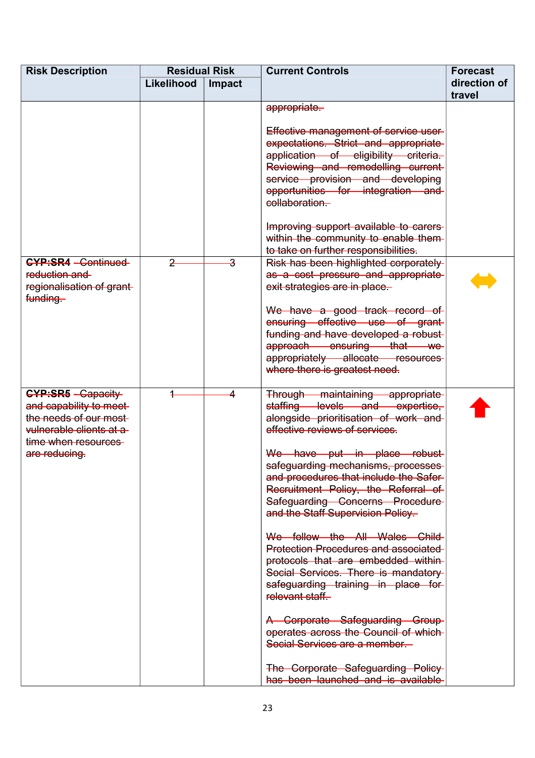| Risk Description | Residual Risk | | Current Controls | Forecast direction of travel |
|---|---|---|---|---|
| | Likelihood | Impact | | |
| | | | ~~appropriate.~~<br><br>~~Effective management of service user expectations. Strict and appropriate application of eligibility criteria. Reviewing and remodelling current service provision and developing opportunities for integration and collaboration.~~<br><br>~~Improving support available to carers within the community to enable them to take on further responsibilities.~~ | |
| ~~**CYP:SR4** Continued reduction and regionalisation of grant funding.~~ | ~~2~~ | ~~3~~ | ~~Risk has been highlighted corporately as a cost pressure and appropriate exit strategies are in place.~~<br><br>~~We have a good track record of ensuring effective use of grant funding and have developed a robust approach ensuring that we appropriately allocate resources where there is greatest need.~~ | ↔ |
| ~~**CYP:SR5** Capacity and capability to meet the needs of our most vulnerable clients at a time when resources are reducing.~~ | ~~1~~ | ~~4~~ | ~~Through maintaining appropriate staffing levels and expertise, alongside prioritisation of work and effective reviews of services.~~<br><br>~~We have put in place robust safeguarding mechanisms, processes and procedures that include the Safer Recruitment Policy, the Referral of Safeguarding Concerns Procedure and the Staff Supervision Policy.~~<br><br>~~We follow the All Wales Child Protection Procedures and associated protocols that are embedded within Social Services. There is mandatory safeguarding training in place for relevant staff.~~<br><br>~~A Corporate Safeguarding Group operates across the Council of which Social Services are a member.~~<br><br>~~The Corporate Safeguarding Policy has been launched and is available~~ | ↑ |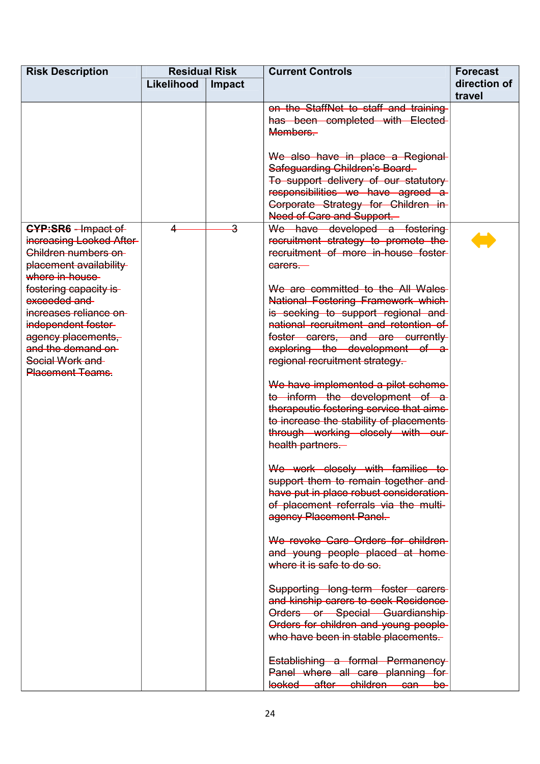| Risk Description | Residual Risk | | Current Controls | Forecast direction of travel |
|---|---|---|---|---|
| | Likelihood | Impact | | |
| | | | ~~on the StaffNet to staff and training has been completed with Elected Members.~~<br><br>~~We also have in place a Regional Safeguarding Children's Board.~~<br>~~To support delivery of our statutory responsibilities we have agreed a Corporate Strategy for Children in Need of Care and Support.~~ | |
| ~~**CYP:SR6** - Impact of increasing Looked After Children numbers on placement availability where in-house fostering capacity is exceeded and increases reliance on independent foster agency placements, and the demand on Social Work and Placement Teams.~~ | ~~4~~ | ~~3~~ | ~~We have developed a fostering recruitment strategy to promote the recruitment of more in-house foster carers.~~<br><br>~~We are committed to the All Wales National Fostering Framework which is seeking to support regional and national recruitment and retention of foster carers, and are currently exploring the development of a regional recruitment strategy.~~<br><br>~~We have implemented a pilot scheme to inform the development of a therapeutic fostering service that aims to increase the stability of placements through working closely with our health partners.~~<br><br>~~We work closely with families to support them to remain together and have put in place robust consideration of placement referrals via the multi-agency Placement Panel.~~<br><br>~~We revoke Care Orders for children and young people placed at home where it is safe to do so.~~<br><br>~~Supporting long-term foster carers and kinship carers to seek Residence Orders or Special Guardianship Orders for children and young people who have been in stable placements.~~<br><br>~~Establishing a formal Permanency Panel where all care planning for looked after children can be~~ | ↔ |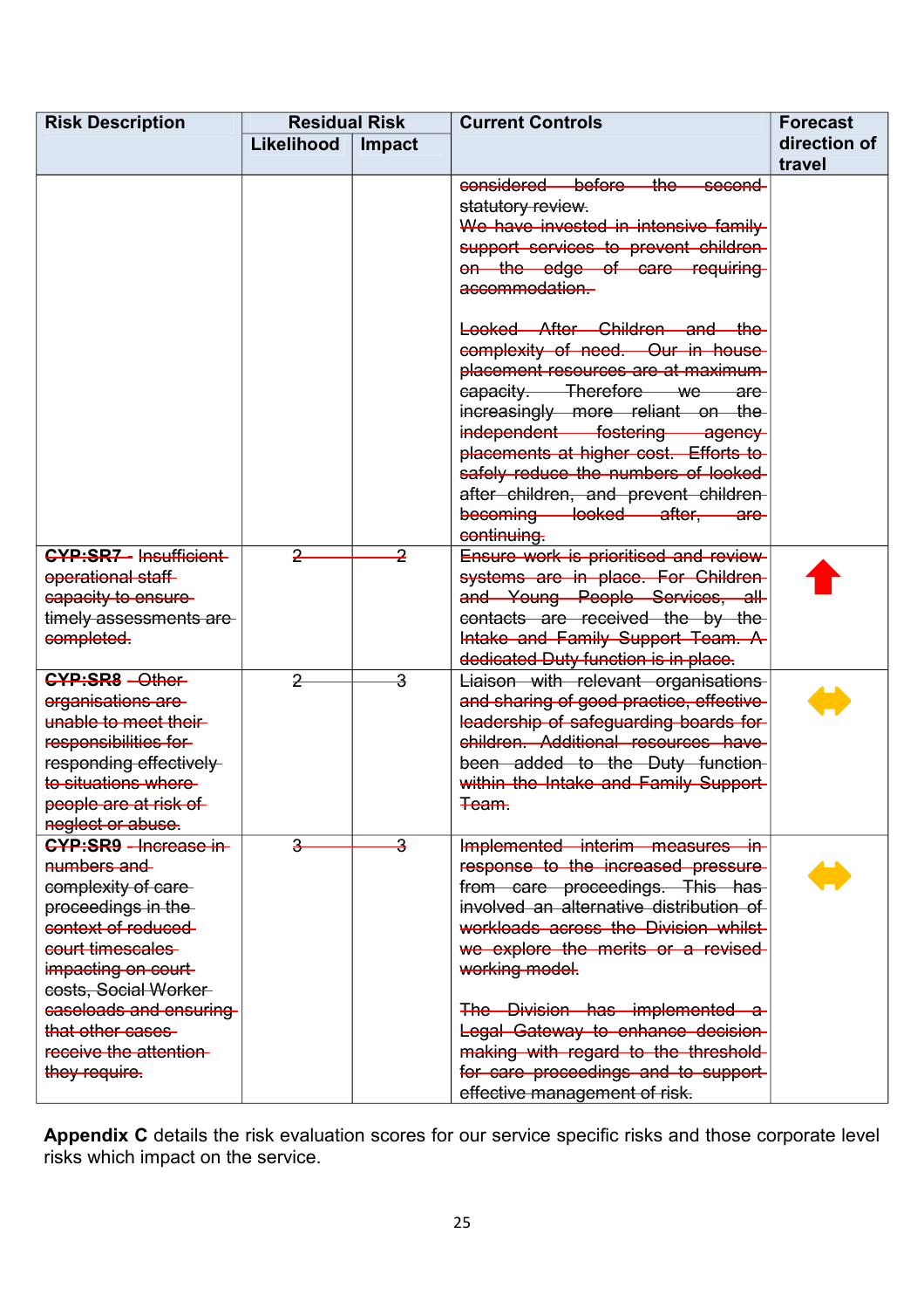| Risk Description | Residual Risk | | Current Controls | Forecast direction of travel |
|---|---|---|---|---|
| | Likelihood | Impact | | |
| | | | ~~considered before the second statutory review.~~<br>~~We have invested in intensive family support services to prevent children on the edge of care requiring accommodation.~~<br><br>~~Looked After Children and the complexity of need. Our in house placement resources are at maximum capacity. Therefore we are increasingly more reliant on the independent fostering agency placements at higher cost. Efforts to safely reduce the numbers of looked after children, and prevent children becoming looked after, are continuing.~~ | |
| ~~**CYP:SR7** - Insufficient operational staff capacity to ensure timely assessments are completed.~~ | ~~2~~ | ~~2~~ | ~~Ensure work is prioritised and review systems are in place. For Children and Young People Services, all contacts are received the by the Intake and Family Support Team. A dedicated Duty function is in place.~~ | ↑ |
| ~~**CYP:SR8** - Other organisations are unable to meet their responsibilities for responding effectively to situations where people are at risk of neglect or abuse.~~ | ~~2~~ | ~~3~~ | ~~Liaison with relevant organisations and sharing of good practice, effective leadership of safeguarding boards for children. Additional resources have been added to the Duty function within the Intake and Family Support Team.~~ | ↔ |
| ~~**CYP:SR9** - Increase in numbers and complexity of care proceedings in the context of reduced court timescales impacting on court costs, Social Worker caseloads and ensuring that other cases receive the attention they require.~~ | ~~3~~ | ~~3~~ | ~~Implemented interim measures in response to the increased pressure from care proceedings. This has involved an alternative distribution of workloads across the Division whilst we explore the merits or a revised working model.~~<br><br>~~The Division has implemented a Legal Gateway to enhance decision making with regard to the threshold for care proceedings and to support effective management of risk.~~ | ↔ |

**Appendix C** details the risk evaluation scores for our service specific risks and those corporate level risks which impact on the service.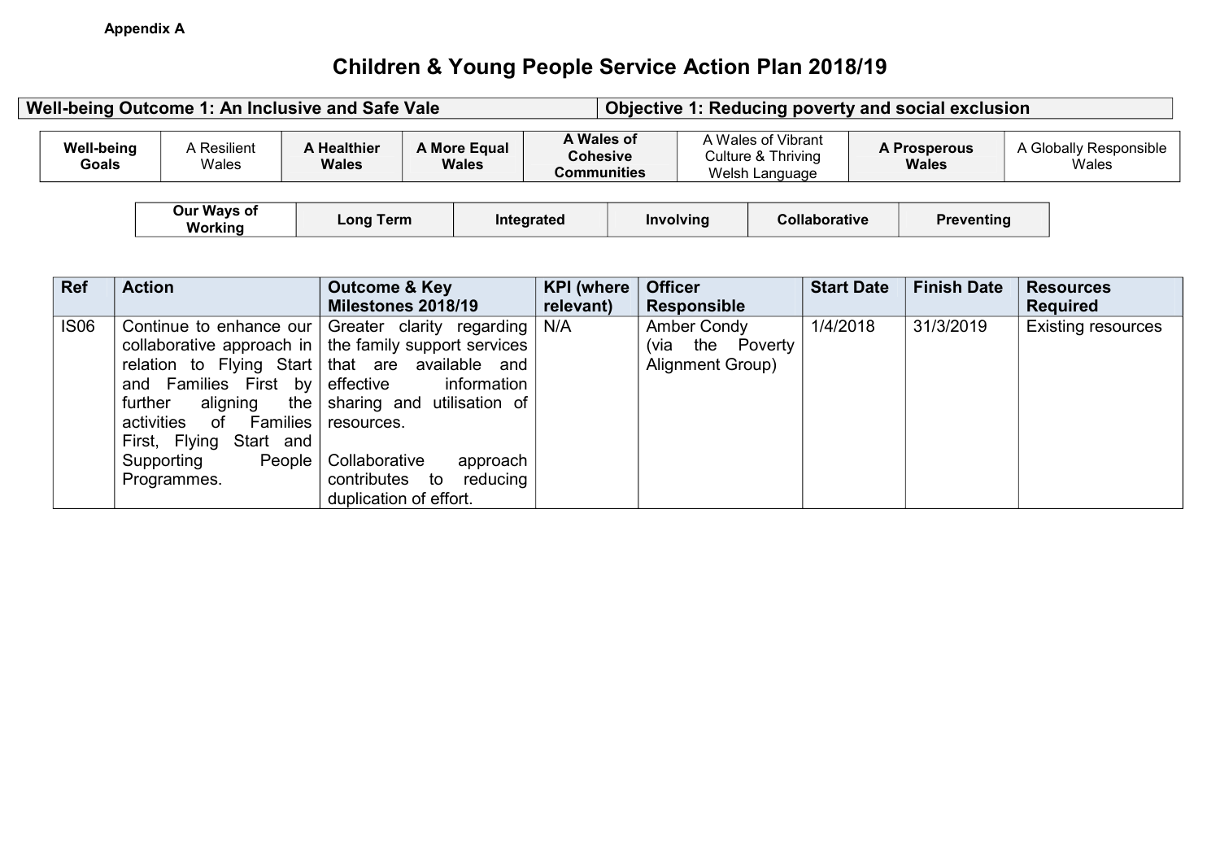**Appendix A**

# Children & Young People Service Action Plan 2018/19

| Well-being Outcome 1: An Inclusive and Safe Vale | Objective 1: Reducing poverty and social exclusion |
|---|---|

| Well-being Goals | A Resilient Wales | A Healthier Wales | A More Equal Wales | A Wales of Cohesive Communities | A Wales of Vibrant Culture & Thriving Welsh Language | A Prosperous Wales | A Globally Responsible Wales |
|---|---|---|---|---|---|---|---|

| Our Ways of Working | Long Term | Integrated | Involving | Collaborative | Preventing |
|---|---|---|---|---|---|

| Ref | Action | Outcome & Key Milestones 2018/19 | KPI (where relevant) | Officer Responsible | Start Date | Finish Date | Resources Required |
|---|---|---|---|---|---|---|---|
| IS06 | Continue to enhance our collaborative approach in relation to Flying Start and Families First by further aligning the activities of Families First, Flying Start and Supporting People Programmes. | Greater clarity regarding the family support services that are available and effective information sharing and utilisation of resources.<br><br>Collaborative approach contributes to reducing duplication of effort. | N/A | Amber Condy (via the Poverty Alignment Group) | 1/4/2018 | 31/3/2019 | Existing resources |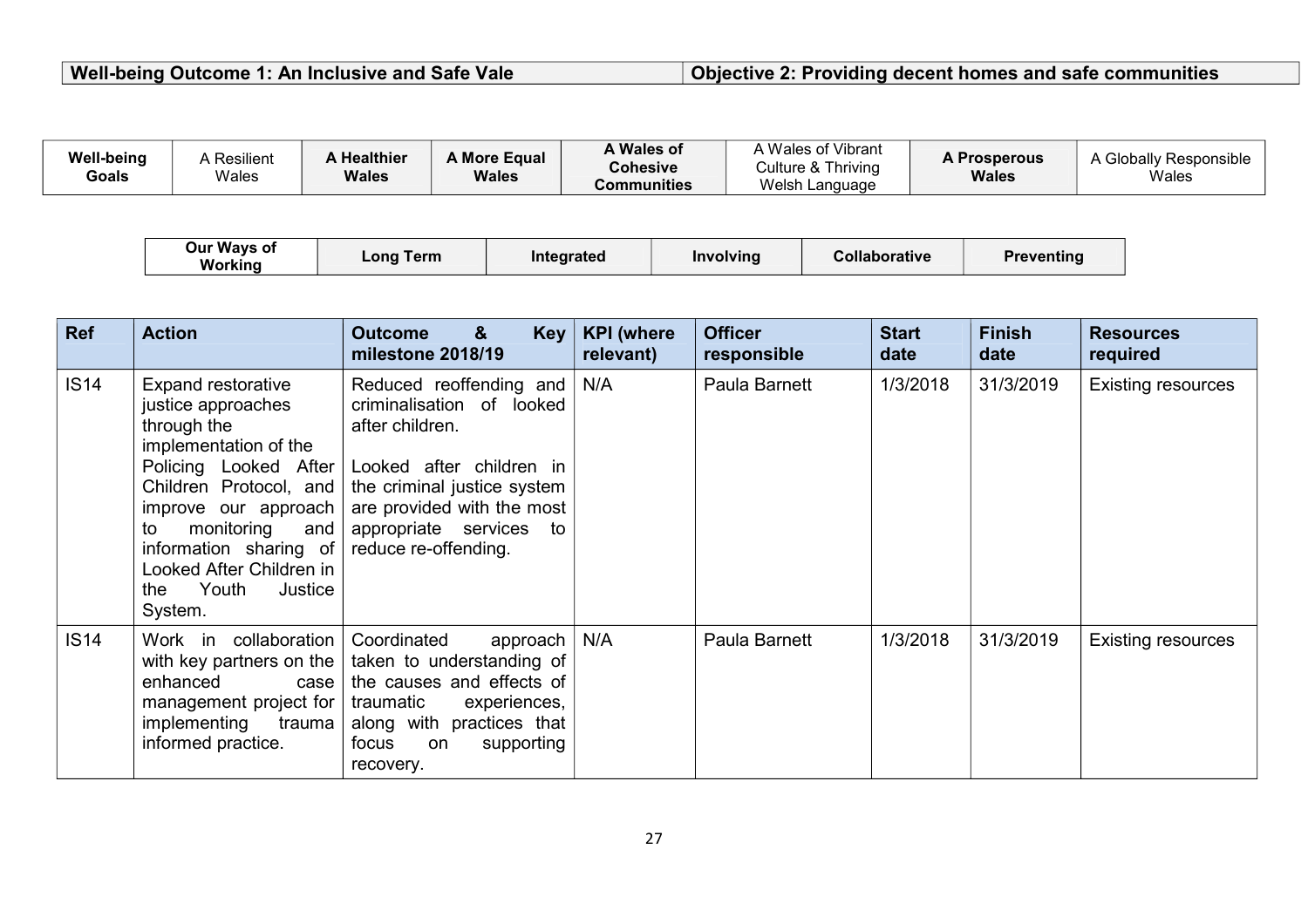| Well-being Outcome 1: An Inclusive and Safe Vale | Objective 2: Providing decent homes and safe communities |
|---|---|

| Well-being Goals | A Resilient Wales | **A Healthier Wales** | **A More Equal Wales** | **A Wales of Cohesive Communities** | A Wales of Vibrant Culture & Thriving Welsh Language | **A Prosperous Wales** | A Globally Responsible Wales |
|---|---|---|---|---|---|---|---|

| Our Ways of Working | Long Term | Integrated | Involving | Collaborative | Preventing |
|---|---|---|---|---|---|

| Ref | Action | Outcome & Key milestone 2018/19 | KPI (where relevant) | Officer responsible | Start date | Finish date | Resources required |
|---|---|---|---|---|---|---|---|
| IS14 | Expand restorative justice approaches through the implementation of the Policing Looked After Children Protocol, and improve our approach to monitoring and information sharing of Looked After Children in the Youth Justice System. | Reduced reoffending and criminalisation of looked after children.<br><br>Looked after children in the criminal justice system are provided with the most appropriate services to reduce re-offending. | N/A | Paula Barnett | 1/3/2018 | 31/3/2019 | Existing resources |
| IS14 | Work in collaboration with key partners on the enhanced case management project for implementing trauma informed practice. | Coordinated approach taken to understanding of the causes and effects of traumatic experiences, along with practices that focus on supporting recovery. | N/A | Paula Barnett | 1/3/2018 | 31/3/2019 | Existing resources |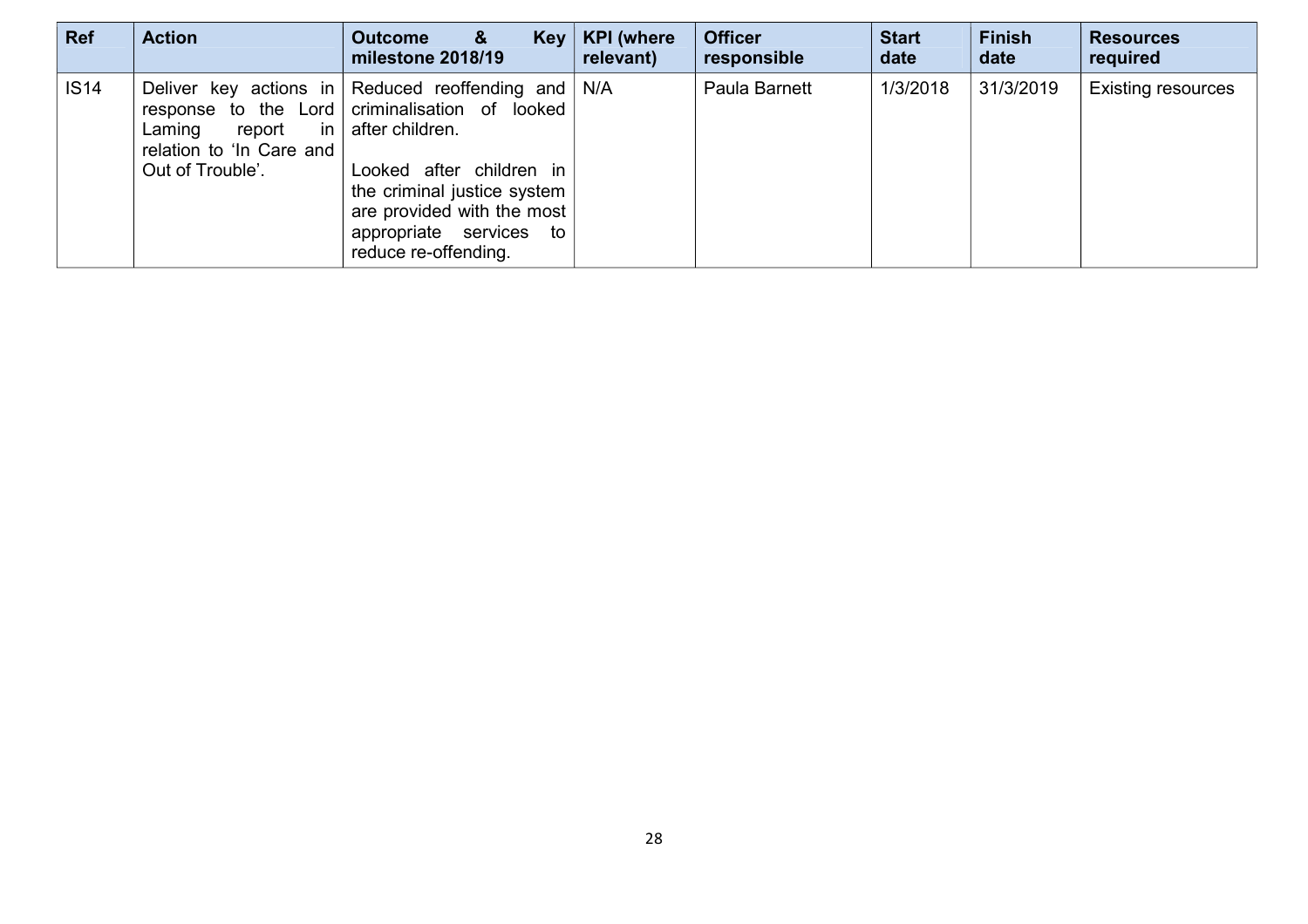| Ref | Action | Outcome & Key milestone 2018/19 | KPI (where relevant) | Officer responsible | Start date | Finish date | Resources required |
|---|---|---|---|---|---|---|---|
| IS14 | Deliver key actions in response to the Lord Laming report in relation to 'In Care and Out of Trouble'. | Reduced reoffending and criminalisation of looked after children.<br><br>Looked after children in the criminal justice system are provided with the most appropriate services to reduce re-offending. | N/A | Paula Barnett | 1/3/2018 | 31/3/2019 | Existing resources |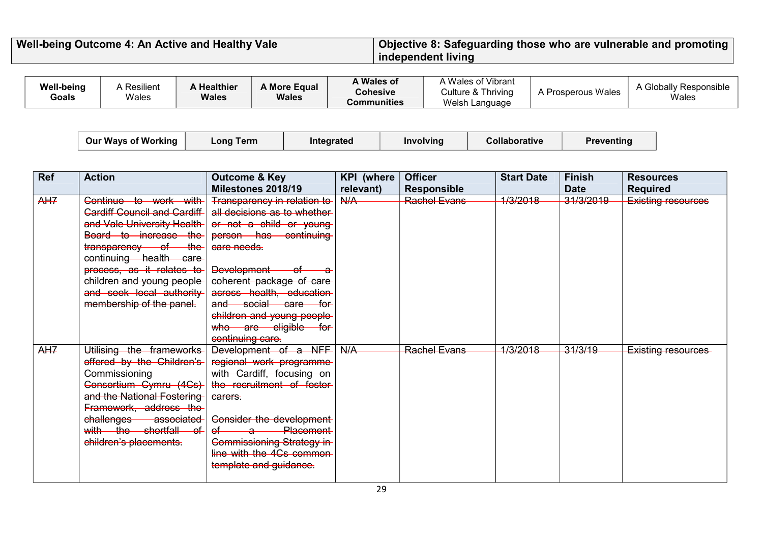| **Well-being Outcome 4: An Active and Healthy Vale** | **Objective 8: Safeguarding those who are vulnerable and promoting independent living** |
|---|---|

| **Well-being Goals** | A Resilient Wales | **A Healthier Wales** | **A More Equal Wales** | **A Wales of Cohesive Communities** | A Wales of Vibrant Culture & Thriving Welsh Language | A Prosperous Wales | A Globally Responsible Wales |
|---|---|---|---|---|---|---|---|

| **Our Ways of Working** | **Long Term** | **Integrated** | **Involving** | **Collaborative** | **Preventing** |
|---|---|---|---|---|---|

| Ref | Action | Outcome & Key Milestones 2018/19 | KPI (where relevant) | Officer Responsible | Start Date | Finish Date | Resources Required |
|---|---|---|---|---|---|---|---|
| ~~AH7~~ | ~~Continue to work with Cardiff Council and Cardiff and Vale University Health Board to increase the transparency of the continuing health care process, as it relates to children and young people and seek local authority membership of the panel.~~ | ~~Transparency in relation to all decisions as to whether or not a child or young person has continuing care needs.~~<br><br>~~Development of a coherent package of care across health, education and social care for children and young people who are eligible for continuing care.~~ | ~~N/A~~ | ~~Rachel Evans~~ | ~~1/3/2018~~ | ~~31/3/2019~~ | ~~Existing resources~~ |
| ~~AH7~~ | ~~Utilising the frameworks offered by the Children's Commissioning Consortium Cymru (4Cs) and the National Fostering Framework, address the challenges associated with the shortfall of children's placements.~~ | ~~Development of a NFF regional work programme with Cardiff, focusing on the recruitment of foster carers.~~<br><br>~~Consider the development of a Placement Commissioning Strategy in line with the 4Cs common template and guidance.~~ | ~~N/A~~ | ~~Rachel Evans~~ | ~~1/3/2018~~ | ~~31/3/19~~ | ~~Existing resources~~ |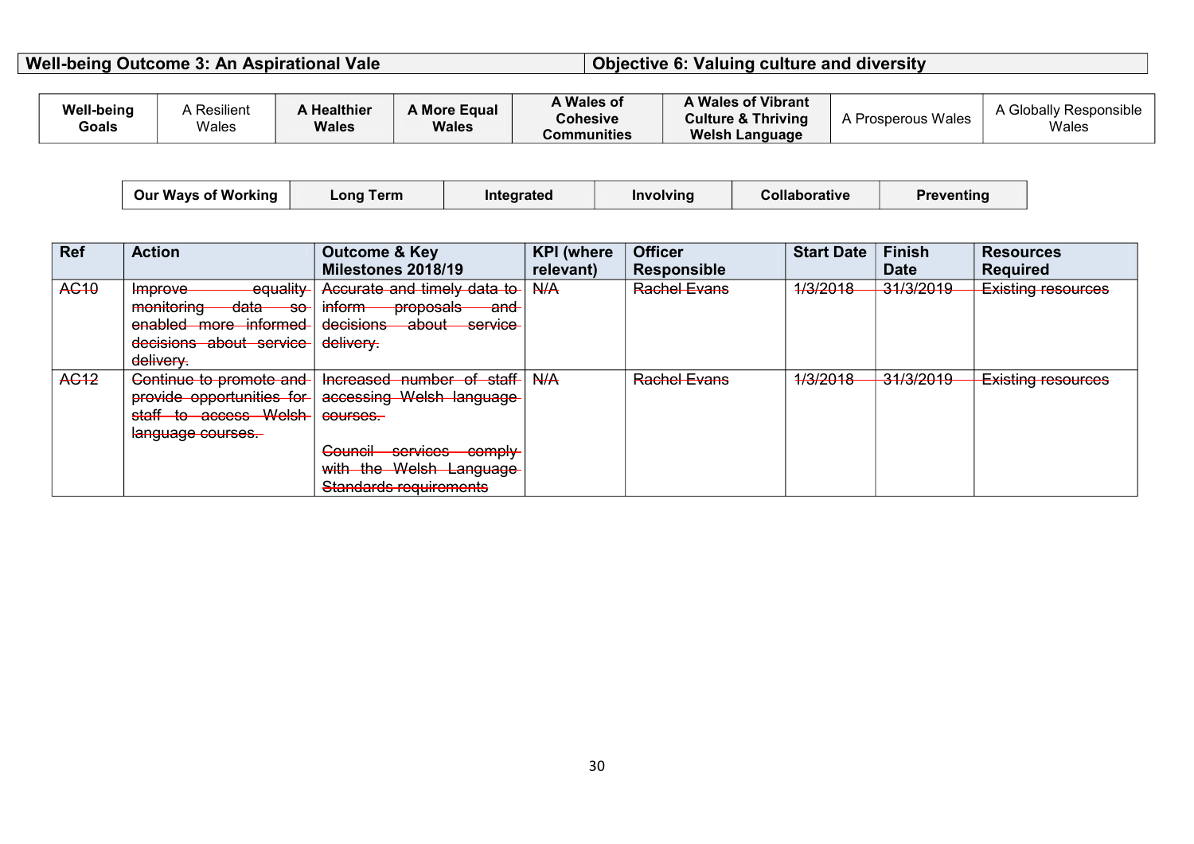| **Well-being Outcome 3: An Aspirational Vale** | **Objective 6: Valuing culture and diversity** |
|---|---|

| **Well-being Goals** | A Resilient Wales | **A Healthier Wales** | **A More Equal Wales** | **A Wales of Cohesive Communities** | **A Wales of Vibrant Culture & Thriving Welsh Language** | A Prosperous Wales | A Globally Responsible Wales |
|---|---|---|---|---|---|---|---|

| **Our Ways of Working** | **Long Term** | **Integrated** | **Involving** | **Collaborative** | **Preventing** |
|---|---|---|---|---|---|

| Ref | Action | Outcome & Key Milestones 2018/19 | KPI (where relevant) | Officer Responsible | Start Date | Finish Date | Resources Required |
|---|---|---|---|---|---|---|---|
| ~~AC10~~ | ~~Improve equality monitoring data so enabled more informed decisions about service delivery.~~ | ~~Accurate and timely data to inform proposals and decisions about service delivery.~~ | ~~N/A~~ | ~~Rachel Evans~~ | ~~1/3/2018~~ | ~~31/3/2019~~ | ~~Existing resources~~ |
| ~~AC12~~ | ~~Continue to promote and provide opportunities for staff to access Welsh language courses.~~ | ~~Increased number of staff accessing Welsh language courses.~~<br><br>~~Council services comply with the Welsh Language Standards requirements~~ | ~~N/A~~ | ~~Rachel Evans~~ | ~~1/3/2018~~ | ~~31/3/2019~~ | ~~Existing resources~~ |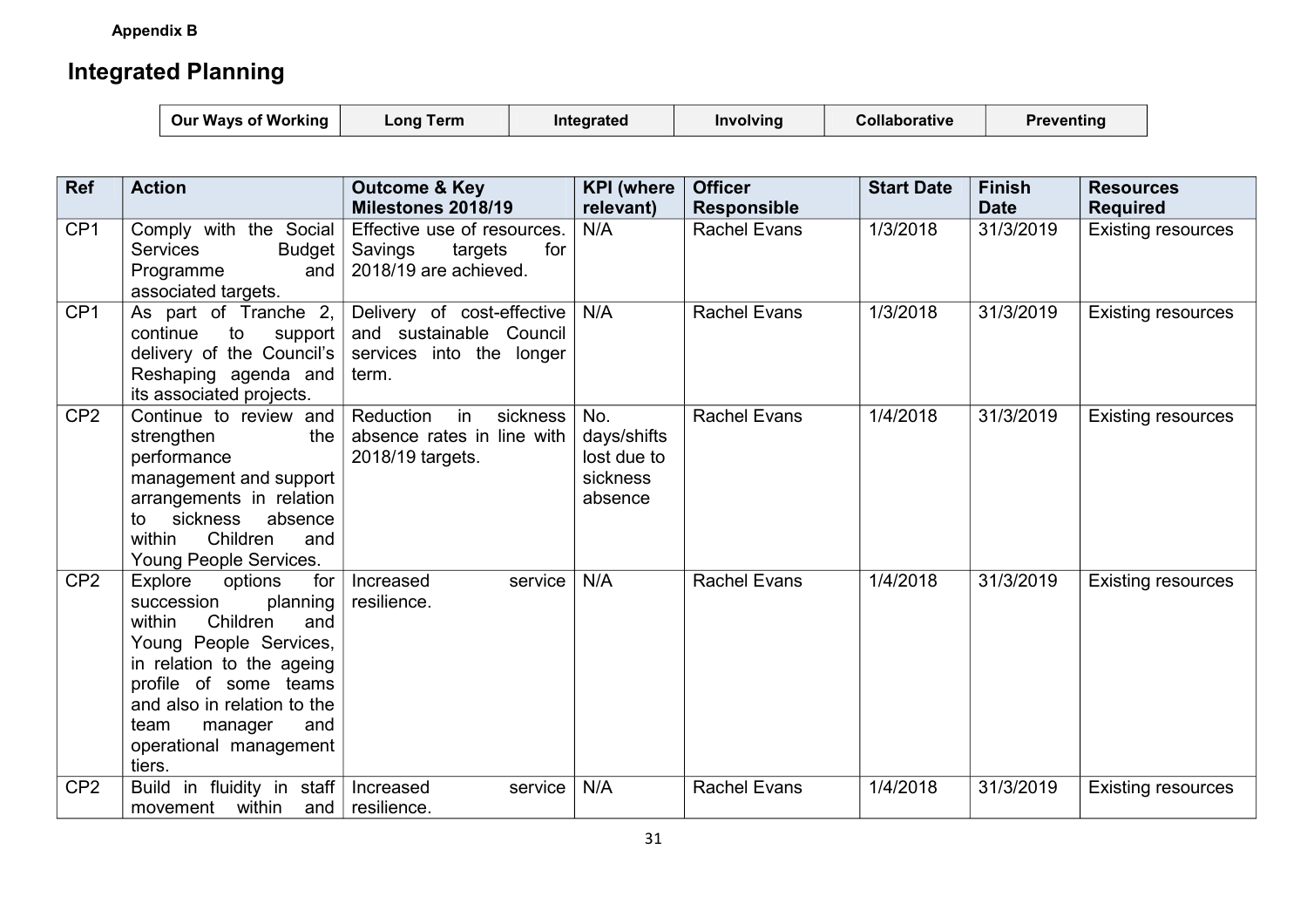**Appendix B**

## Integrated Planning

| Our Ways of Working | Long Term | Integrated | Involving | Collaborative | Preventing |
|---|---|---|---|---|---|

| Ref | Action | Outcome & Key Milestones 2018/19 | KPI (where relevant) | Officer Responsible | Start Date | Finish Date | Resources Required |
|---|---|---|---|---|---|---|---|
| CP1 | Comply with the Social Services Budget Programme and associated targets. | Effective use of resources. Savings targets for 2018/19 are achieved. | N/A | Rachel Evans | 1/3/2018 | 31/3/2019 | Existing resources |
| CP1 | As part of Tranche 2, continue to support delivery of the Council's Reshaping agenda and its associated projects. | Delivery of cost-effective and sustainable Council services into the longer term. | N/A | Rachel Evans | 1/3/2018 | 31/3/2019 | Existing resources |
| CP2 | Continue to review and strengthen the performance management and support arrangements in relation to sickness absence within Children and Young People Services. | Reduction in sickness absence rates in line with 2018/19 targets. | No. days/shifts lost due to sickness absence | Rachel Evans | 1/4/2018 | 31/3/2019 | Existing resources |
| CP2 | Explore options for succession planning within Children and Young People Services, in relation to the ageing profile of some teams and also in relation to the team manager and operational management tiers. | Increased service resilience. | N/A | Rachel Evans | 1/4/2018 | 31/3/2019 | Existing resources |
| CP2 | Build in fluidity in staff movement within and | Increased service resilience. | N/A | Rachel Evans | 1/4/2018 | 31/3/2019 | Existing resources |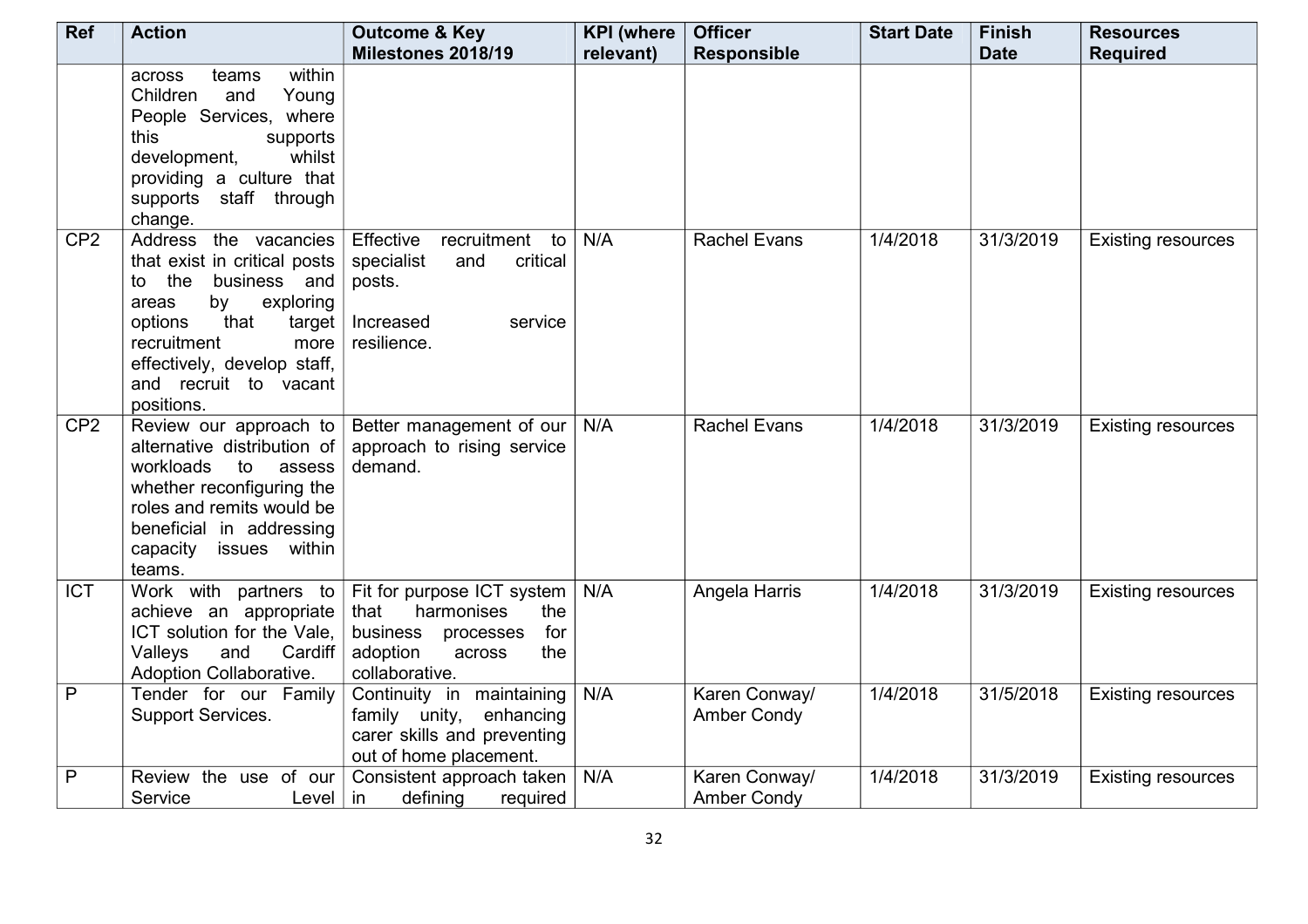| Ref | Action | Outcome & Key Milestones 2018/19 | KPI (where relevant) | Officer Responsible | Start Date | Finish Date | Resources Required |
|---|---|---|---|---|---|---|---|
| | across teams within Children and Young People Services, where this supports development, whilst providing a culture that supports staff through change. | | | | | | |
| CP2 | Address the vacancies that exist in critical posts to the business and areas by exploring options that target recruitment more effectively, develop staff, and recruit to vacant positions. | Effective recruitment to specialist and critical posts.<br><br>Increased service resilience. | N/A | Rachel Evans | 1/4/2018 | 31/3/2019 | Existing resources |
| CP2 | Review our approach to alternative distribution of workloads to assess whether reconfiguring the roles and remits would be beneficial in addressing capacity issues within teams. | Better management of our approach to rising service demand. | N/A | Rachel Evans | 1/4/2018 | 31/3/2019 | Existing resources |
| ICT | Work with partners to achieve an appropriate ICT solution for the Vale, Valleys and Cardiff Adoption Collaborative. | Fit for purpose ICT system that harmonises the business processes for adoption across the collaborative. | N/A | Angela Harris | 1/4/2018 | 31/3/2019 | Existing resources |
| P | Tender for our Family Support Services. | Continuity in maintaining family unity, enhancing carer skills and preventing out of home placement. | N/A | Karen Conway/ Amber Condy | 1/4/2018 | 31/5/2018 | Existing resources |
| P | Review the use of our Service Level | Consistent approach taken in defining required | N/A | Karen Conway/ Amber Condy | 1/4/2018 | 31/3/2019 | Existing resources |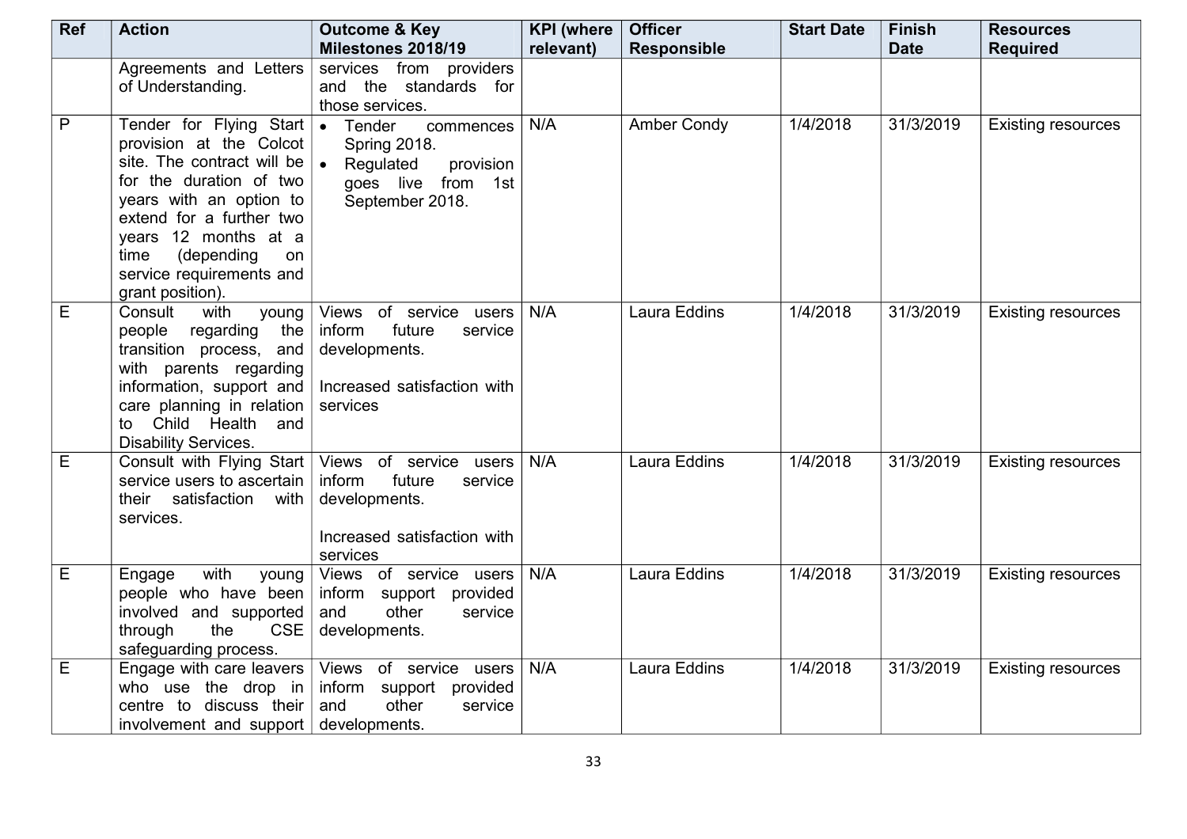| Ref | Action | Outcome & Key Milestones 2018/19 | KPI (where relevant) | Officer Responsible | Start Date | Finish Date | Resources Required |
|---|---|---|---|---|---|---|---|
| | Agreements and Letters of Understanding. | services from providers and the standards for those services. | | | | | |
| P | Tender for Flying Start provision at the Colcot site. The contract will be for the duration of two years with an option to extend for a further two years 12 months at a time (depending on service requirements and grant position). | • Tender commences Spring 2018.<br>• Regulated provision goes live from 1st September 2018. | N/A | Amber Condy | 1/4/2018 | 31/3/2019 | Existing resources |
| E | Consult with young people regarding the transition process, and with parents regarding information, support and care planning in relation to Child Health and Disability Services. | Views of service users inform future service developments.<br><br>Increased satisfaction with services | N/A | Laura Eddins | 1/4/2018 | 31/3/2019 | Existing resources |
| E | Consult with Flying Start service users to ascertain their satisfaction with services. | Views of service users inform future service developments.<br><br>Increased satisfaction with services | N/A | Laura Eddins | 1/4/2018 | 31/3/2019 | Existing resources |
| E | Engage with young people who have been involved and supported through the CSE safeguarding process. | Views of service users inform support provided and other service developments. | N/A | Laura Eddins | 1/4/2018 | 31/3/2019 | Existing resources |
| E | Engage with care leavers who use the drop in centre to discuss their involvement and support | Views of service users inform support provided and other service developments. | N/A | Laura Eddins | 1/4/2018 | 31/3/2019 | Existing resources |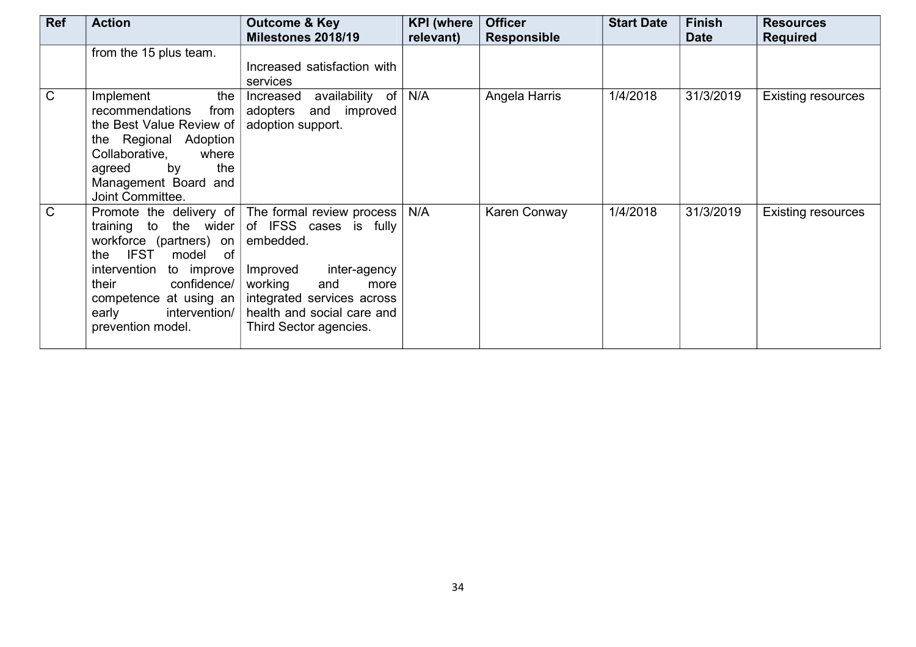| Ref | Action | Outcome & Key Milestones 2018/19 | KPI (where relevant) | Officer Responsible | Start Date | Finish Date | Resources Required |
|---|---|---|---|---|---|---|---|
| | from the 15 plus team. | Increased satisfaction with services | | | | | |
| C | Implement the recommendations from the Best Value Review of the Regional Adoption Collaborative, where agreed by the Management Board and Joint Committee. | Increased availability of adopters and improved adoption support. | N/A | Angela Harris | 1/4/2018 | 31/3/2019 | Existing resources |
| C | Promote the delivery of training to the wider workforce (partners) on the IFST model of intervention to improve their confidence/ competence at using an early intervention/ prevention model. | The formal review process of IFSS cases is fully embedded.<br><br>Improved inter-agency working and more integrated services across health and social care and Third Sector agencies. | N/A | Karen Conway | 1/4/2018 | 31/3/2019 | Existing resources |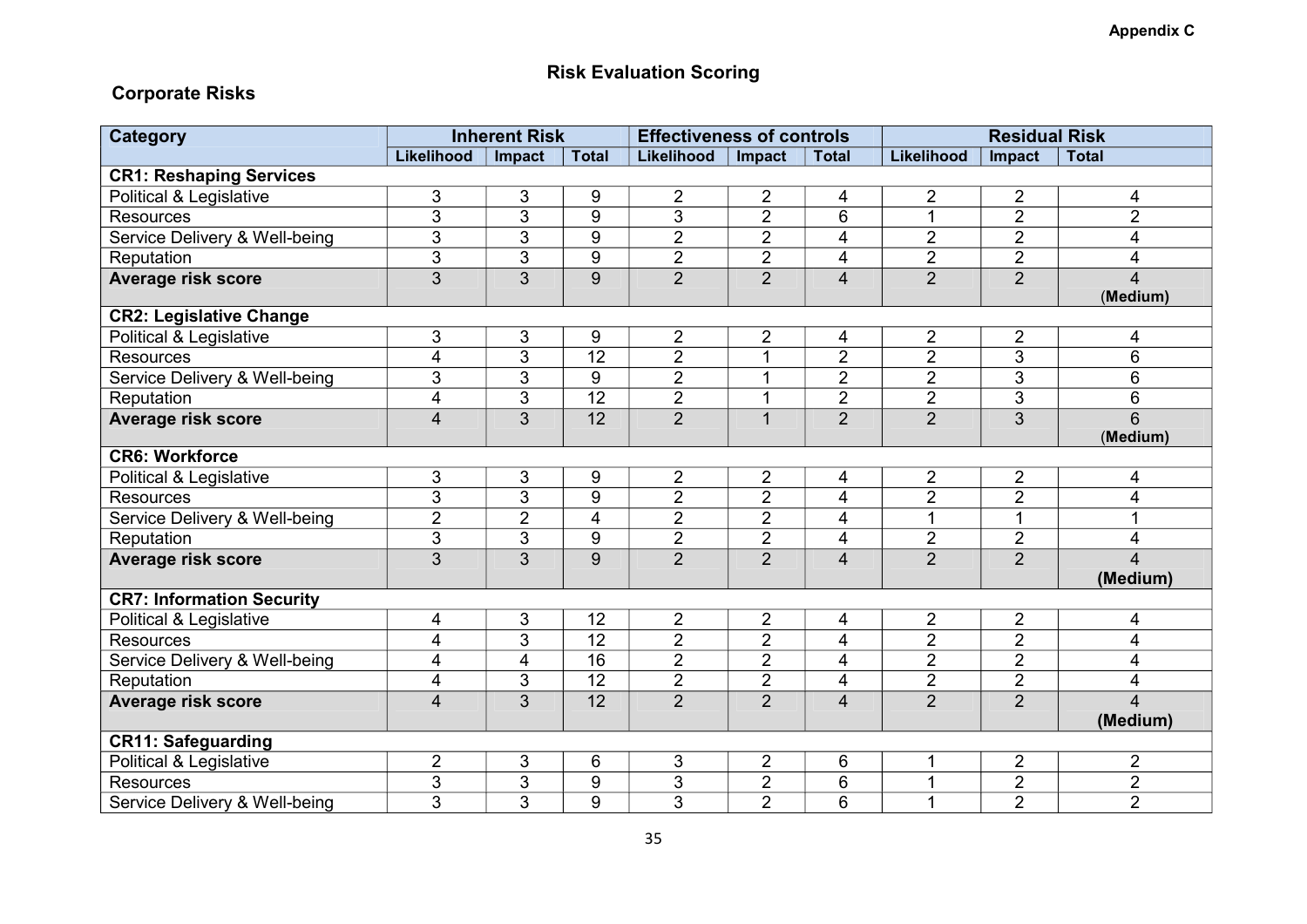Appendix C

## Risk Evaluation Scoring

### Corporate Risks

| Category | Inherent Risk | | | Effectiveness of controls | | | Residual Risk | | |
|---|---|---|---|---|---|---|---|---|---|
| | Likelihood | Impact | Total | Likelihood | Impact | Total | Likelihood | Impact | Total |
| **CR1: Reshaping Services** | | | | | | | | | |
| Political & Legislative | 3 | 3 | 9 | 2 | 2 | 4 | 2 | 2 | 4 |
| Resources | 3 | 3 | 9 | 3 | 2 | 6 | 1 | 2 | 2 |
| Service Delivery & Well-being | 3 | 3 | 9 | 2 | 2 | 4 | 2 | 2 | 4 |
| Reputation | 3 | 3 | 9 | 2 | 2 | 4 | 2 | 2 | 4 |
| **Average risk score** | 3 | 3 | 9 | 2 | 2 | 4 | 2 | 2 | 4 (**Medium)** |
| **CR2: Legislative Change** | | | | | | | | | |
| Political & Legislative | 3 | 3 | 9 | 2 | 2 | 4 | 2 | 2 | 4 |
| Resources | 4 | 3 | 12 | 2 | 1 | 2 | 2 | 3 | 6 |
| Service Delivery & Well-being | 3 | 3 | 9 | 2 | 1 | 2 | 2 | 3 | 6 |
| Reputation | 4 | 3 | 12 | 2 | 1 | 2 | 2 | 3 | 6 |
| **Average risk score** | 4 | 3 | 12 | 2 | 1 | 2 | 2 | 3 | 6 (**Medium)** |
| **CR6: Workforce** | | | | | | | | | |
| Political & Legislative | 3 | 3 | 9 | 2 | 2 | 4 | 2 | 2 | 4 |
| Resources | 3 | 3 | 9 | 2 | 2 | 4 | 2 | 2 | 4 |
| Service Delivery & Well-being | 2 | 2 | 4 | 2 | 2 | 4 | 1 | 1 | 1 |
| Reputation | 3 | 3 | 9 | 2 | 2 | 4 | 2 | 2 | 4 |
| **Average risk score** | 3 | 3 | 9 | 2 | 2 | 4 | 2 | 2 | 4 **(Medium)** |
| **CR7: Information Security** | | | | | | | | | |
| Political & Legislative | 4 | 3 | 12 | 2 | 2 | 4 | 2 | 2 | 4 |
| Resources | 4 | 3 | 12 | 2 | 2 | 4 | 2 | 2 | 4 |
| Service Delivery & Well-being | 4 | 4 | 16 | 2 | 2 | 4 | 2 | 2 | 4 |
| Reputation | 4 | 3 | 12 | 2 | 2 | 4 | 2 | 2 | 4 |
| **Average risk score** | 4 | 3 | 12 | 2 | 2 | 4 | 2 | 2 | 4 **(Medium)** |
| **CR11: Safeguarding** | | | | | | | | | |
| Political & Legislative | 2 | 3 | 6 | 3 | 2 | 6 | 1 | 2 | 2 |
| Resources | 3 | 3 | 9 | 3 | 2 | 6 | 1 | 2 | 2 |
| Service Delivery & Well-being | 3 | 3 | 9 | 3 | 2 | 6 | 1 | 2 | 2 |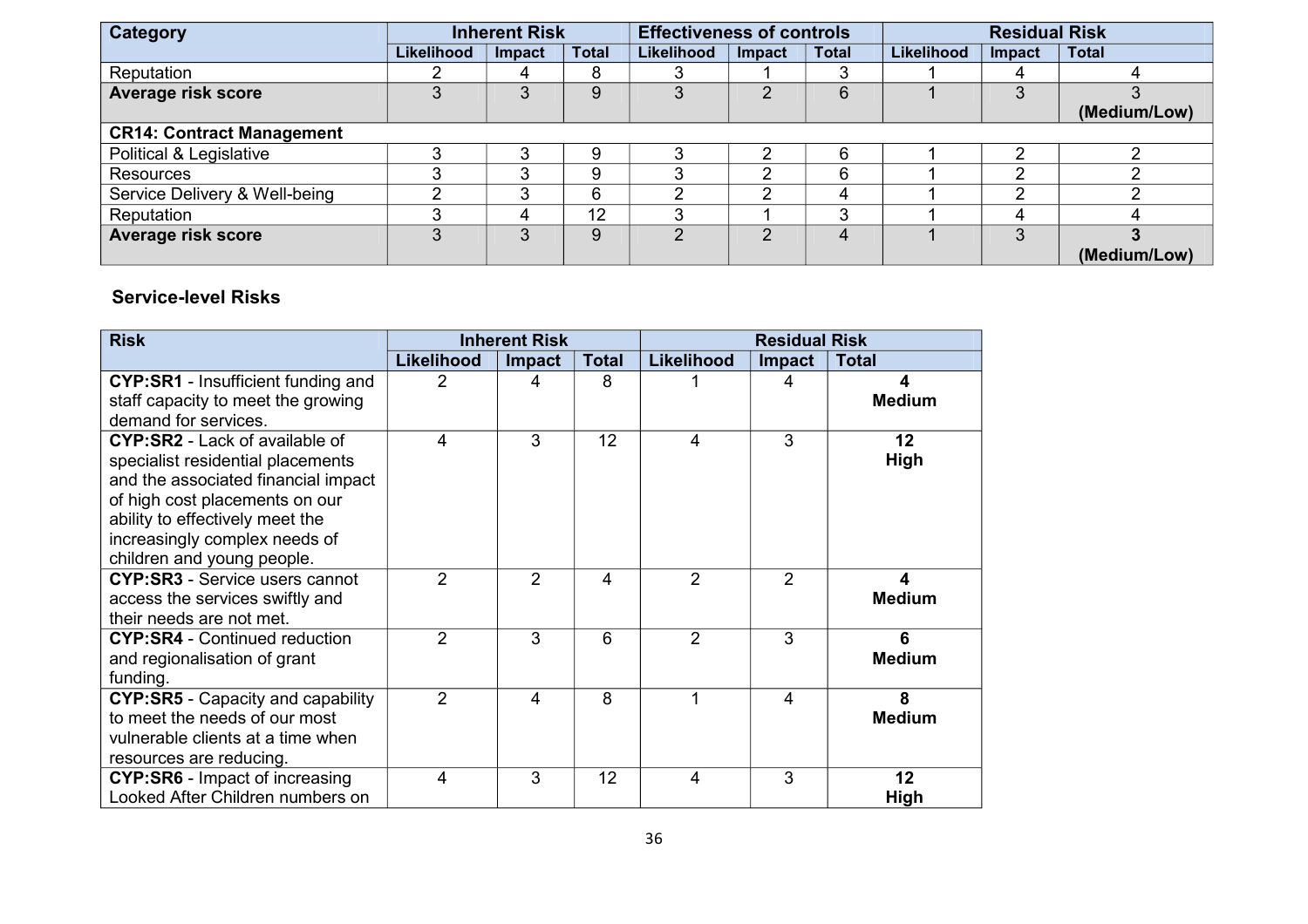| Category | Inherent Risk | | | Effectiveness of controls | | | Residual Risk | | |
|---|---|---|---|---|---|---|---|---|---|
| | Likelihood | Impact | Total | Likelihood | Impact | Total | Likelihood | Impact | Total |
| Reputation | 2 | 4 | 8 | 3 | 1 | 3 | 1 | 4 | 4 |
| **Average risk score** | 3 | 3 | 9 | 3 | 2 | 6 | 1 | 3 | 3 **(Medium/Low)** |
| **CR14: Contract Management** | | | | | | | | | |
| Political & Legislative | 3 | 3 | 9 | 3 | 2 | 6 | 1 | 2 | 2 |
| Resources | 3 | 3 | 9 | 3 | 2 | 6 | 1 | 2 | 2 |
| Service Delivery & Well-being | 2 | 3 | 6 | 2 | 2 | 4 | 1 | 2 | 2 |
| Reputation | 3 | 4 | 12 | 3 | 1 | 3 | 1 | 4 | 4 |
| **Average risk score** | 3 | 3 | 9 | 2 | 2 | 4 | 1 | 3 | **3 (Medium/Low)** |

### Service-level Risks

| Risk | Inherent Risk | | | Residual Risk | | |
|---|---|---|---|---|---|---|
| | Likelihood | Impact | Total | Likelihood | Impact | Total |
| **CYP:SR1** - Insufficient funding and staff capacity to meet the growing demand for services. | 2 | 4 | 8 | 1 | 4 | **4 Medium** |
| **CYP:SR2** - Lack of available of specialist residential placements and the associated financial impact of high cost placements on our ability to effectively meet the increasingly complex needs of children and young people. | 4 | 3 | 12 | 4 | 3 | **12 High** |
| **CYP:SR3** - Service users cannot access the services swiftly and their needs are not met. | 2 | 2 | 4 | 2 | 2 | **4 Medium** |
| **CYP:SR4** - Continued reduction and regionalisation of grant funding. | 2 | 3 | 6 | 2 | 3 | **6 Medium** |
| **CYP:SR5** - Capacity and capability to meet the needs of our most vulnerable clients at a time when resources are reducing. | 2 | 4 | 8 | 1 | 4 | **8 Medium** |
| **CYP:SR6** - Impact of increasing Looked After Children numbers on | 4 | 3 | 12 | 4 | 3 | **12 High** |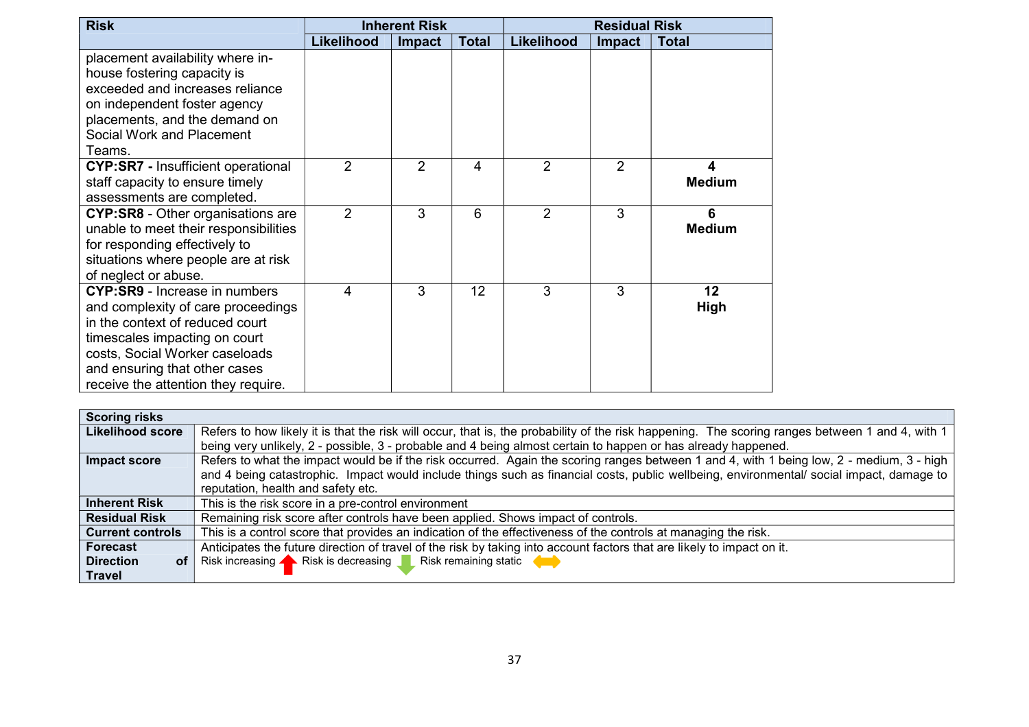| Risk | Inherent Risk | | | Residual Risk | | |
|---|---|---|---|---|---|---|
| | Likelihood | Impact | Total | Likelihood | Impact | Total |
| placement availability where in-house fostering capacity is exceeded and increases reliance on independent foster agency placements, and the demand on Social Work and Placement Teams. | | | | | | |
| **CYP:SR7 -** Insufficient operational staff capacity to ensure timely assessments are completed. | 2 | 2 | 4 | 2 | 2 | **4 Medium** |
| **CYP:SR8** - Other organisations are unable to meet their responsibilities for responding effectively to situations where people are at risk of neglect or abuse. | 2 | 3 | 6 | 2 | 3 | **6 Medium** |
| **CYP:SR9** - Increase in numbers and complexity of care proceedings in the context of reduced court timescales impacting on court costs, Social Worker caseloads and ensuring that other cases receive the attention they require. | 4 | 3 | 12 | 3 | 3 | **12 High** |

| **Scoring risks** | |
|---|---|
| **Likelihood score** | Refers to how likely it is that the risk will occur, that is, the probability of the risk happening. The scoring ranges between 1 and 4, with 1 being very unlikely, 2 - possible, 3 - probable and 4 being almost certain to happen or has already happened. |
| **Impact score** | Refers to what the impact would be if the risk occurred. Again the scoring ranges between 1 and 4, with 1 being low, 2 - medium, 3 - high and 4 being catastrophic. Impact would include things such as financial costs, public wellbeing, environmental/ social impact, damage to reputation, health and safety etc. |
| **Inherent Risk** | This is the risk score in a pre-control environment |
| **Residual Risk** | Remaining risk score after controls have been applied. Shows impact of controls. |
| **Current controls** | This is a control score that provides an indication of the effectiveness of the controls at managing the risk. |
| **Forecast Direction of Travel** | Anticipates the future direction of travel of the risk by taking into account factors that are likely to impact on it. Risk increasing ↑ Risk is decreasing ↓ Risk remaining static ↔ |